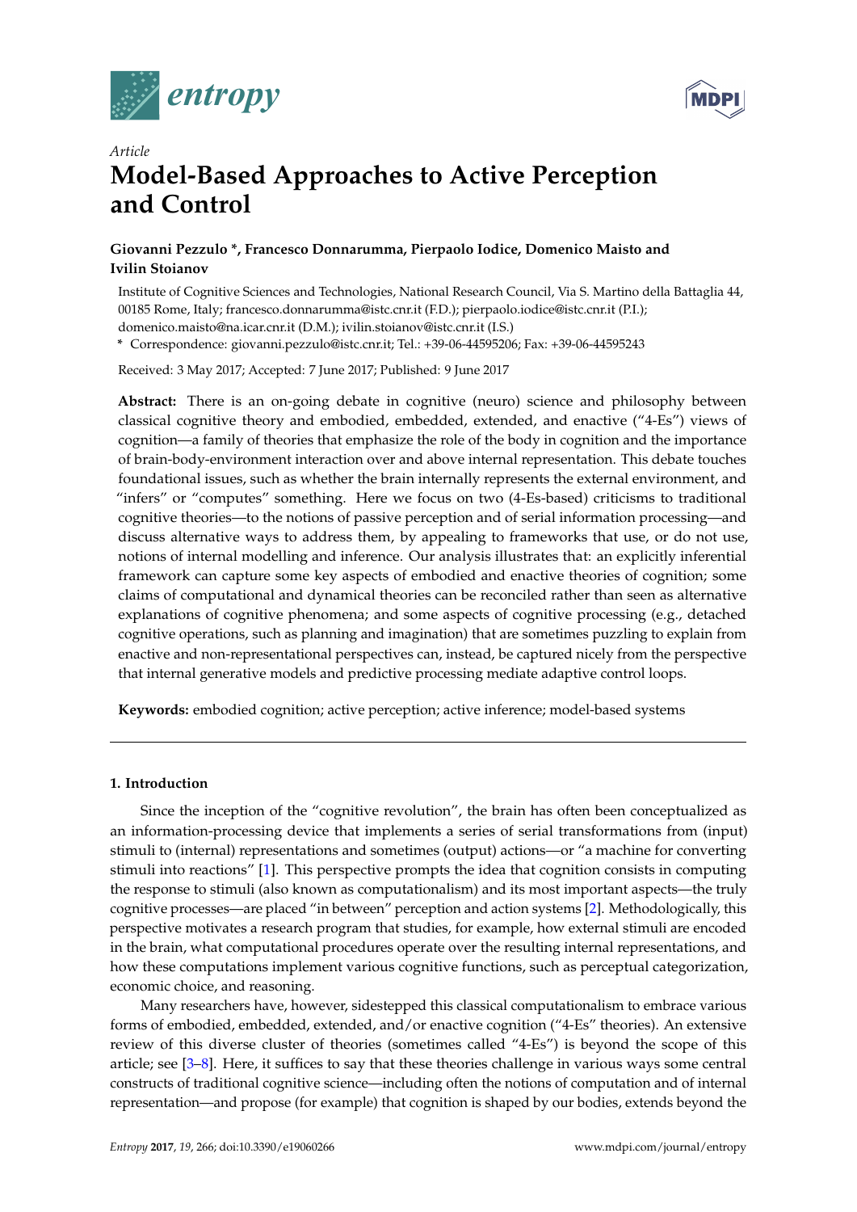*Article*

# Model-Based Approaches to Active Perception and Control

**Giovanni Pezzulo \*, Francesco Donnarumma, Pierpaolo Iodice, Domenico Maisto and Ivilin Stoianov**

Institute of Cognitive Sciences and Technologies, National Research Council, Via S. Martino della Battaglia 44, 00185 Rome, Italy; francesco.donnarumma@istc.cnr.it (F.D.); pierpaolo.iodice@istc.cnr.it (P.I.); domenico.maisto@na.icar.cnr.it (D.M.); ivilin.stoianov@istc.cnr.it (I.S.)

\* Correspondence: giovanni.pezzulo@istc.cnr.it; Tel.: +39-06-44595206; Fax: +39-06-44595243

Received: 3 May 2017; Accepted: 7 June 2017; Published: 9 June 2017

**Abstract:** There is an on-going debate in cognitive (neuro) science and philosophy between classical cognitive theory and embodied, embedded, extended, and enactive ("4-Es") views of cognition—a family of theories that emphasize the role of the body in cognition and the importance of brain-body-environment interaction over and above internal representation. This debate touches foundational issues, such as whether the brain internally represents the external environment, and "infers" or "computes" something. Here we focus on two (4-Es-based) criticisms to traditional cognitive theories—to the notions of passive perception and of serial information processing—and discuss alternative ways to address them, by appealing to frameworks that use, or do not use, notions of internal modelling and inference. Our analysis illustrates that: an explicitly inferential framework can capture some key aspects of embodied and enactive theories of cognition; some claims of computational and dynamical theories can be reconciled rather than seen as alternative explanations of cognitive phenomena; and some aspects of cognitive processing (e.g., detached cognitive operations, such as planning and imagination) that are sometimes puzzling to explain from enactive and non-representational perspectives can, instead, be captured nicely from the perspective that internal generative models and predictive processing mediate adaptive control loops.

**Keywords:** embodied cognition; active perception; active inference; model-based systems

## 1. Introduction

Since the inception of the "cognitive revolution", the brain has often been conceptualized as an information-processing device that implements a series of serial transformations from (input) stimuli to (internal) representations and sometimes (output) actions—or "a machine for converting stimuli into reactions" [1]. This perspective prompts the idea that cognition consists in computing the response to stimuli (also known as computationalism) and its most important aspects—the truly cognitive processes—are placed "in between" perception and action systems [2]. Methodologically, this perspective motivates a research program that studies, for example, how external stimuli are encoded in the brain, what computational procedures operate over the resulting internal representations, and how these computations implement various cognitive functions, such as perceptual categorization, economic choice, and reasoning.

Many researchers have, however, sidestepped this classical computationalism to embrace various forms of embodied, embedded, extended, and/or enactive cognition ("4-Es" theories). An extensive review of this diverse cluster of theories (sometimes called "4-Es") is beyond the scope of this article; see [3–8]. Here, it suffices to say that these theories challenge in various ways some central constructs of traditional cognitive science—including often the notions of computation and of internal representation—and propose (for example) that cognition is shaped by our bodies, extends beyond the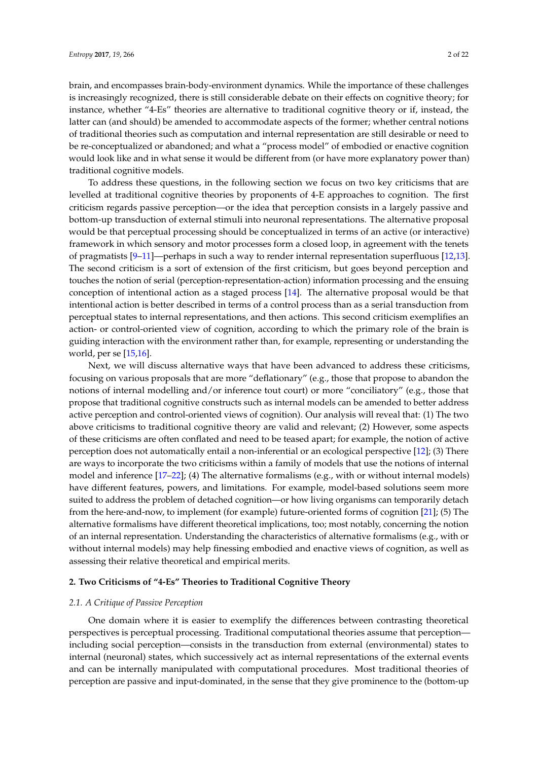brain, and encompasses brain-body-environment dynamics. While the importance of these challenges is increasingly recognized, there is still considerable debate on their effects on cognitive theory; for instance, whether "4-Es" theories are alternative to traditional cognitive theory or if, instead, the latter can (and should) be amended to accommodate aspects of the former; whether central notions of traditional theories such as computation and internal representation are still desirable or need to be re-conceptualized or abandoned; and what a "process model" of embodied or enactive cognition would look like and in what sense it would be different from (or have more explanatory power than) traditional cognitive models.

To address these questions, in the following section we focus on two key criticisms that are levelled at traditional cognitive theories by proponents of 4-E approaches to cognition. The first criticism regards passive perception—or the idea that perception consists in a largely passive and bottom-up transduction of external stimuli into neuronal representations. The alternative proposal would be that perceptual processing should be conceptualized in terms of an active (or interactive) framework in which sensory and motor processes form a closed loop, in agreement with the tenets of pragmatists [9–11]—perhaps in such a way to render internal representation superfluous [12,13]. The second criticism is a sort of extension of the first criticism, but goes beyond perception and touches the notion of serial (perception-representation-action) information processing and the ensuing conception of intentional action as a staged process [14]. The alternative proposal would be that intentional action is better described in terms of a control process than as a serial transduction from perceptual states to internal representations, and then actions. This second criticism exemplifies an action- or control-oriented view of cognition, according to which the primary role of the brain is guiding interaction with the environment rather than, for example, representing or understanding the world, per se [15,16].

Next, we will discuss alternative ways that have been advanced to address these criticisms, focusing on various proposals that are more "deflationary" (e.g., those that propose to abandon the notions of internal modelling and/or inference tout court) or more "conciliatory" (e.g., those that propose that traditional cognitive constructs such as internal models can be amended to better address active perception and control-oriented views of cognition). Our analysis will reveal that: (1) The two above criticisms to traditional cognitive theory are valid and relevant; (2) However, some aspects of these criticisms are often conflated and need to be teased apart; for example, the notion of active perception does not automatically entail a non-inferential or an ecological perspective [12]; (3) There are ways to incorporate the two criticisms within a family of models that use the notions of internal model and inference [17–22]; (4) The alternative formalisms (e.g., with or without internal models) have different features, powers, and limitations. For example, model-based solutions seem more suited to address the problem of detached cognition—or how living organisms can temporarily detach from the here-and-now, to implement (for example) future-oriented forms of cognition [21]; (5) The alternative formalisms have different theoretical implications, too; most notably, concerning the notion of an internal representation. Understanding the characteristics of alternative formalisms (e.g., with or without internal models) may help finessing embodied and enactive views of cognition, as well as assessing their relative theoretical and empirical merits.

## 2. Two Criticisms of "4-Es" Theories to Traditional Cognitive Theory

### *2.1. A Critique of Passive Perception*

One domain where it is easier to exemplify the differences between contrasting theoretical perspectives is perceptual processing. Traditional computational theories assume that perception—including social perception—consists in the transduction from external (environmental) states to internal (neuronal) states, which successively act as internal representations of the external events and can be internally manipulated with computational procedures. Most traditional theories of perception are passive and input-dominated, in the sense that they give prominence to the (bottom-up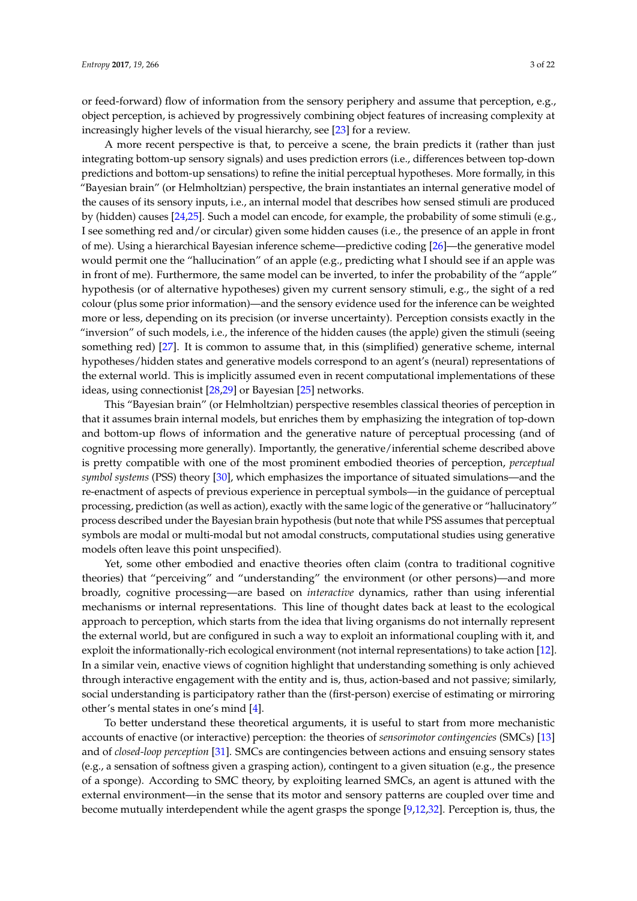or feed-forward) flow of information from the sensory periphery and assume that perception, e.g., object perception, is achieved by progressively combining object features of increasing complexity at increasingly higher levels of the visual hierarchy, see [23] for a review.

A more recent perspective is that, to perceive a scene, the brain predicts it (rather than just integrating bottom-up sensory signals) and uses prediction errors (i.e., differences between top-down predictions and bottom-up sensations) to refine the initial perceptual hypotheses. More formally, in this "Bayesian brain" (or Helmholtzian) perspective, the brain instantiates an internal generative model of the causes of its sensory inputs, i.e., an internal model that describes how sensed stimuli are produced by (hidden) causes [24,25]. Such a model can encode, for example, the probability of some stimuli (e.g., I see something red and/or circular) given some hidden causes (i.e., the presence of an apple in front of me). Using a hierarchical Bayesian inference scheme—predictive coding [26]—the generative model would permit one the "hallucination" of an apple (e.g., predicting what I should see if an apple was in front of me). Furthermore, the same model can be inverted, to infer the probability of the "apple" hypothesis (or of alternative hypotheses) given my current sensory stimuli, e.g., the sight of a red colour (plus some prior information)—and the sensory evidence used for the inference can be weighted more or less, depending on its precision (or inverse uncertainty). Perception consists exactly in the "inversion" of such models, i.e., the inference of the hidden causes (the apple) given the stimuli (seeing something red) [27]. It is common to assume that, in this (simplified) generative scheme, internal hypotheses/hidden states and generative models correspond to an agent's (neural) representations of the external world. This is implicitly assumed even in recent computational implementations of these ideas, using connectionist [28,29] or Bayesian [25] networks.

This "Bayesian brain" (or Helmholtzian) perspective resembles classical theories of perception in that it assumes brain internal models, but enriches them by emphasizing the integration of top-down and bottom-up flows of information and the generative nature of perceptual processing (and of cognitive processing more generally). Importantly, the generative/inferential scheme described above is pretty compatible with one of the most prominent embodied theories of perception, *perceptual symbol systems* (PSS) theory [30], which emphasizes the importance of situated simulations—and the re-enactment of aspects of previous experience in perceptual symbols—in the guidance of perceptual processing, prediction (as well as action), exactly with the same logic of the generative or "hallucinatory" process described under the Bayesian brain hypothesis (but note that while PSS assumes that perceptual symbols are modal or multi-modal but not amodal constructs, computational studies using generative models often leave this point unspecified).

Yet, some other embodied and enactive theories often claim (contra to traditional cognitive theories) that "perceiving" and "understanding" the environment (or other persons)—and more broadly, cognitive processing—are based on *interactive* dynamics, rather than using inferential mechanisms or internal representations. This line of thought dates back at least to the ecological approach to perception, which starts from the idea that living organisms do not internally represent the external world, but are configured in such a way to exploit an informational coupling with it, and exploit the informationally-rich ecological environment (not internal representations) to take action [12]. In a similar vein, enactive views of cognition highlight that understanding something is only achieved through interactive engagement with the entity and is, thus, action-based and not passive; similarly, social understanding is participatory rather than the (first-person) exercise of estimating or mirroring other's mental states in one's mind [4].

To better understand these theoretical arguments, it is useful to start from more mechanistic accounts of enactive (or interactive) perception: the theories of *sensorimotor contingencies* (SMCs) [13] and of *closed-loop perception* [31]. SMCs are contingencies between actions and ensuing sensory states (e.g., a sensation of softness given a grasping action), contingent to a given situation (e.g., the presence of a sponge). According to SMC theory, by exploiting learned SMCs, an agent is attuned with the external environment—in the sense that its motor and sensory patterns are coupled over time and become mutually interdependent while the agent grasps the sponge [9,12,32]. Perception is, thus, the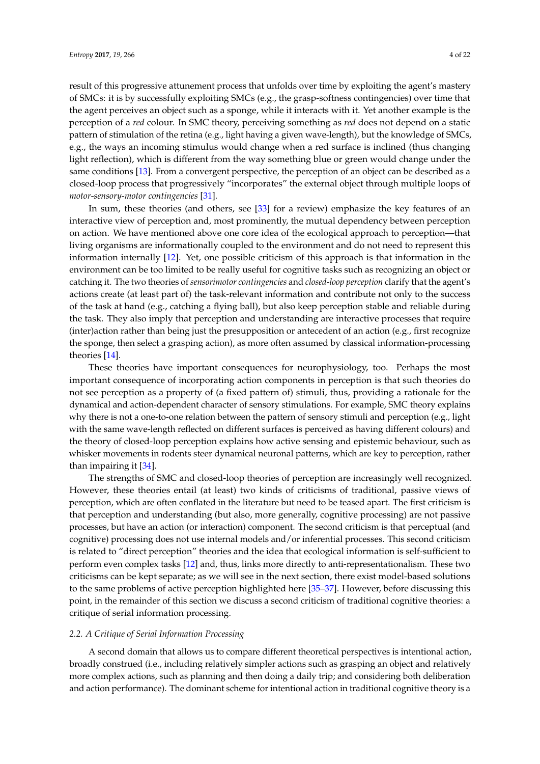result of this progressive attunement process that unfolds over time by exploiting the agent's mastery of SMCs: it is by successfully exploiting SMCs (e.g., the grasp-softness contingencies) over time that the agent perceives an object such as a sponge, while it interacts with it. Yet another example is the perception of a *red* colour. In SMC theory, perceiving something as *red* does not depend on a static pattern of stimulation of the retina (e.g., light having a given wave-length), but the knowledge of SMCs, e.g., the ways an incoming stimulus would change when a red surface is inclined (thus changing light reflection), which is different from the way something blue or green would change under the same conditions [13]. From a convergent perspective, the perception of an object can be described as a closed-loop process that progressively "incorporates" the external object through multiple loops of *motor-sensory-motor contingencies* [31].

In sum, these theories (and others, see [33] for a review) emphasize the key features of an interactive view of perception and, most prominently, the mutual dependency between perception on action. We have mentioned above one core idea of the ecological approach to perception—that living organisms are informationally coupled to the environment and do not need to represent this information internally [12]. Yet, one possible criticism of this approach is that information in the environment can be too limited to be really useful for cognitive tasks such as recognizing an object or catching it. The two theories of *sensorimotor contingencies* and *closed-loop perception* clarify that the agent's actions create (at least part of) the task-relevant information and contribute not only to the success of the task at hand (e.g., catching a flying ball), but also keep perception stable and reliable during the task. They also imply that perception and understanding are interactive processes that require (inter)action rather than being just the presupposition or antecedent of an action (e.g., first recognize the sponge, then select a grasping action), as more often assumed by classical information-processing theories [14].

These theories have important consequences for neurophysiology, too. Perhaps the most important consequence of incorporating action components in perception is that such theories do not see perception as a property of (a fixed pattern of) stimuli, thus, providing a rationale for the dynamical and action-dependent character of sensory stimulations. For example, SMC theory explains why there is not a one-to-one relation between the pattern of sensory stimuli and perception (e.g., light with the same wave-length reflected on different surfaces is perceived as having different colours) and the theory of closed-loop perception explains how active sensing and epistemic behaviour, such as whisker movements in rodents steer dynamical neuronal patterns, which are key to perception, rather than impairing it [34].

The strengths of SMC and closed-loop theories of perception are increasingly well recognized. However, these theories entail (at least) two kinds of criticisms of traditional, passive views of perception, which are often conflated in the literature but need to be teased apart. The first criticism is that perception and understanding (but also, more generally, cognitive processing) are not passive processes, but have an action (or interaction) component. The second criticism is that perceptual (and cognitive) processing does not use internal models and/or inferential processes. This second criticism is related to "direct perception" theories and the idea that ecological information is self-sufficient to perform even complex tasks [12] and, thus, links more directly to anti-representationalism. These two criticisms can be kept separate; as we will see in the next section, there exist model-based solutions to the same problems of active perception highlighted here [35–37]. However, before discussing this point, in the remainder of this section we discuss a second criticism of traditional cognitive theories: a critique of serial information processing.

### 2.2. A Critique of Serial Information Processing

A second domain that allows us to compare different theoretical perspectives is intentional action, broadly construed (i.e., including relatively simpler actions such as grasping an object and relatively more complex actions, such as planning and then doing a daily trip; and considering both deliberation and action performance). The dominant scheme for intentional action in traditional cognitive theory is a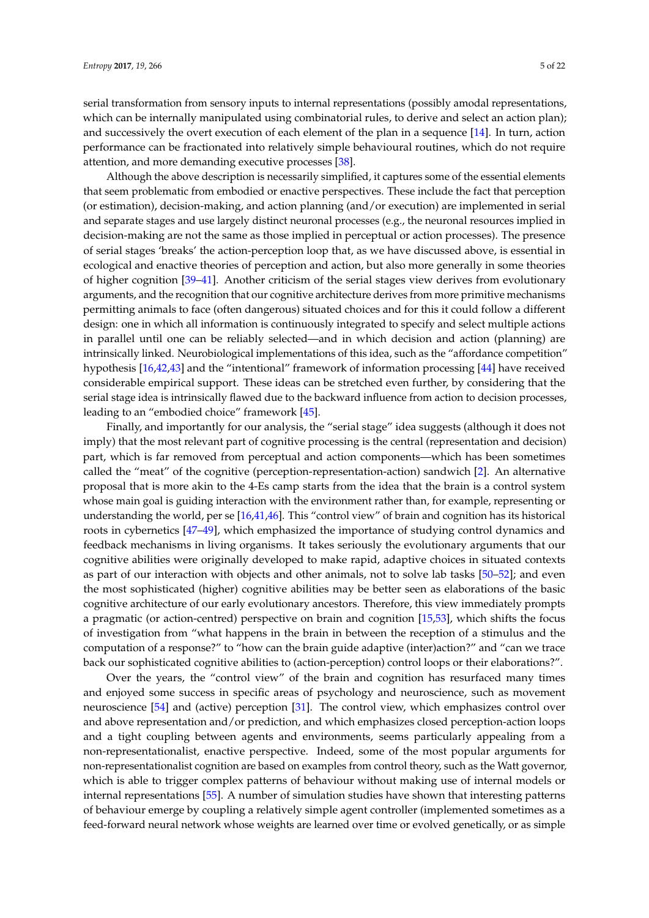serial transformation from sensory inputs to internal representations (possibly amodal representations, which can be internally manipulated using combinatorial rules, to derive and select an action plan); and successively the overt execution of each element of the plan in a sequence [14]. In turn, action performance can be fractionated into relatively simple behavioural routines, which do not require attention, and more demanding executive processes [38].

Although the above description is necessarily simplified, it captures some of the essential elements that seem problematic from embodied or enactive perspectives. These include the fact that perception (or estimation), decision-making, and action planning (and/or execution) are implemented in serial and separate stages and use largely distinct neuronal processes (e.g., the neuronal resources implied in decision-making are not the same as those implied in perceptual or action processes). The presence of serial stages 'breaks' the action-perception loop that, as we have discussed above, is essential in ecological and enactive theories of perception and action, but also more generally in some theories of higher cognition [39–41]. Another criticism of the serial stages view derives from evolutionary arguments, and the recognition that our cognitive architecture derives from more primitive mechanisms permitting animals to face (often dangerous) situated choices and for this it could follow a different design: one in which all information is continuously integrated to specify and select multiple actions in parallel until one can be reliably selected—and in which decision and action (planning) are intrinsically linked. Neurobiological implementations of this idea, such as the "affordance competition" hypothesis [16,42,43] and the "intentional" framework of information processing [44] have received considerable empirical support. These ideas can be stretched even further, by considering that the serial stage idea is intrinsically flawed due to the backward influence from action to decision processes, leading to an "embodied choice" framework [45].

Finally, and importantly for our analysis, the "serial stage" idea suggests (although it does not imply) that the most relevant part of cognitive processing is the central (representation and decision) part, which is far removed from perceptual and action components—which has been sometimes called the "meat" of the cognitive (perception-representation-action) sandwich [2]. An alternative proposal that is more akin to the 4-Es camp starts from the idea that the brain is a control system whose main goal is guiding interaction with the environment rather than, for example, representing or understanding the world, per se [16,41,46]. This "control view" of brain and cognition has its historical roots in cybernetics [47–49], which emphasized the importance of studying control dynamics and feedback mechanisms in living organisms. It takes seriously the evolutionary arguments that our cognitive abilities were originally developed to make rapid, adaptive choices in situated contexts as part of our interaction with objects and other animals, not to solve lab tasks [50–52]; and even the most sophisticated (higher) cognitive abilities may be better seen as elaborations of the basic cognitive architecture of our early evolutionary ancestors. Therefore, this view immediately prompts a pragmatic (or action-centred) perspective on brain and cognition [15,53], which shifts the focus of investigation from "what happens in the brain in between the reception of a stimulus and the computation of a response?" to "how can the brain guide adaptive (inter)action?" and "can we trace back our sophisticated cognitive abilities to (action-perception) control loops or their elaborations?".

Over the years, the "control view" of the brain and cognition has resurfaced many times and enjoyed some success in specific areas of psychology and neuroscience, such as movement neuroscience [54] and (active) perception [31]. The control view, which emphasizes control over and above representation and/or prediction, and which emphasizes closed perception-action loops and a tight coupling between agents and environments, seems particularly appealing from a non-representationalist, enactive perspective. Indeed, some of the most popular arguments for non-representationalist cognition are based on examples from control theory, such as the Watt governor, which is able to trigger complex patterns of behaviour without making use of internal models or internal representations [55]. A number of simulation studies have shown that interesting patterns of behaviour emerge by coupling a relatively simple agent controller (implemented sometimes as a feed-forward neural network whose weights are learned over time or evolved genetically, or as simple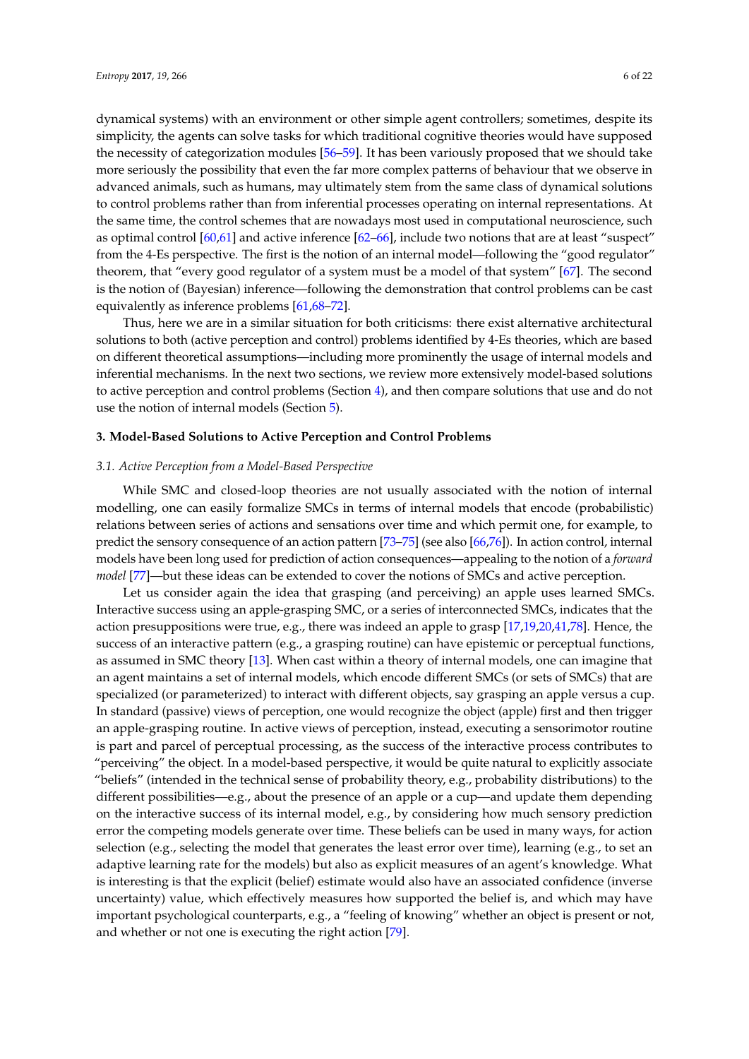dynamical systems) with an environment or other simple agent controllers; sometimes, despite its simplicity, the agents can solve tasks for which traditional cognitive theories would have supposed the necessity of categorization modules [56–59]. It has been variously proposed that we should take more seriously the possibility that even the far more complex patterns of behaviour that we observe in advanced animals, such as humans, may ultimately stem from the same class of dynamical solutions to control problems rather than from inferential processes operating on internal representations. At the same time, the control schemes that are nowadays most used in computational neuroscience, such as optimal control [60,61] and active inference [62–66], include two notions that are at least "suspect" from the 4-Es perspective. The first is the notion of an internal model—following the "good regulator" theorem, that "every good regulator of a system must be a model of that system" [67]. The second is the notion of (Bayesian) inference—following the demonstration that control problems can be cast equivalently as inference problems [61,68–72].

Thus, here we are in a similar situation for both criticisms: there exist alternative architectural solutions to both (active perception and control) problems identified by 4-Es theories, which are based on different theoretical assumptions—including more prominently the usage of internal models and inferential mechanisms. In the next two sections, we review more extensively model-based solutions to active perception and control problems (Section 4), and then compare solutions that use and do not use the notion of internal models (Section 5).

## 3. Model-Based Solutions to Active Perception and Control Problems

### *3.1. Active Perception from a Model-Based Perspective*

While SMC and closed-loop theories are not usually associated with the notion of internal modelling, one can easily formalize SMCs in terms of internal models that encode (probabilistic) relations between series of actions and sensations over time and which permit one, for example, to predict the sensory consequence of an action pattern [73–75] (see also [66,76]). In action control, internal models have been long used for prediction of action consequences—appealing to the notion of a *forward model* [77]—but these ideas can be extended to cover the notions of SMCs and active perception.

Let us consider again the idea that grasping (and perceiving) an apple uses learned SMCs. Interactive success using an apple-grasping SMC, or a series of interconnected SMCs, indicates that the action presuppositions were true, e.g., there was indeed an apple to grasp [17,19,20,41,78]. Hence, the success of an interactive pattern (e.g., a grasping routine) can have epistemic or perceptual functions, as assumed in SMC theory [13]. When cast within a theory of internal models, one can imagine that an agent maintains a set of internal models, which encode different SMCs (or sets of SMCs) that are specialized (or parameterized) to interact with different objects, say grasping an apple versus a cup. In standard (passive) views of perception, one would recognize the object (apple) first and then trigger an apple-grasping routine. In active views of perception, instead, executing a sensorimotor routine is part and parcel of perceptual processing, as the success of the interactive process contributes to "perceiving" the object. In a model-based perspective, it would be quite natural to explicitly associate "beliefs" (intended in the technical sense of probability theory, e.g., probability distributions) to the different possibilities—e.g., about the presence of an apple or a cup—and update them depending on the interactive success of its internal model, e.g., by considering how much sensory prediction error the competing models generate over time. These beliefs can be used in many ways, for action selection (e.g., selecting the model that generates the least error over time), learning (e.g., to set an adaptive learning rate for the models) but also as explicit measures of an agent's knowledge. What is interesting is that the explicit (belief) estimate would also have an associated confidence (inverse uncertainty) value, which effectively measures how supported the belief is, and which may have important psychological counterparts, e.g., a "feeling of knowing" whether an object is present or not, and whether or not one is executing the right action [79].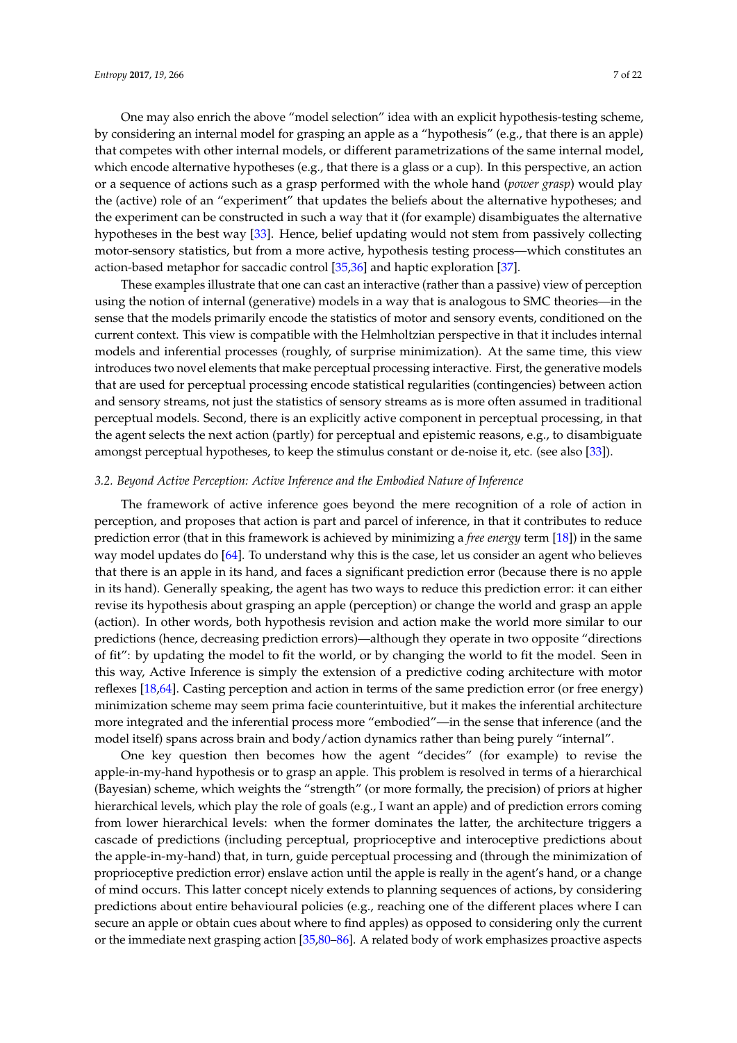One may also enrich the above "model selection" idea with an explicit hypothesis-testing scheme, by considering an internal model for grasping an apple as a "hypothesis" (e.g., that there is an apple) that competes with other internal models, or different parametrizations of the same internal model, which encode alternative hypotheses (e.g., that there is a glass or a cup). In this perspective, an action or a sequence of actions such as a grasp performed with the whole hand (*power grasp*) would play the (active) role of an "experiment" that updates the beliefs about the alternative hypotheses; and the experiment can be constructed in such a way that it (for example) disambiguates the alternative hypotheses in the best way [33]. Hence, belief updating would not stem from passively collecting motor-sensory statistics, but from a more active, hypothesis testing process—which constitutes an action-based metaphor for saccadic control [35,36] and haptic exploration [37].

These examples illustrate that one can cast an interactive (rather than a passive) view of perception using the notion of internal (generative) models in a way that is analogous to SMC theories—in the sense that the models primarily encode the statistics of motor and sensory events, conditioned on the current context. This view is compatible with the Helmholtzian perspective in that it includes internal models and inferential processes (roughly, of surprise minimization). At the same time, this view introduces two novel elements that make perceptual processing interactive. First, the generative models that are used for perceptual processing encode statistical regularities (contingencies) between action and sensory streams, not just the statistics of sensory streams as is more often assumed in traditional perceptual models. Second, there is an explicitly active component in perceptual processing, in that the agent selects the next action (partly) for perceptual and epistemic reasons, e.g., to disambiguate amongst perceptual hypotheses, to keep the stimulus constant or de-noise it, etc. (see also [33]).

### *3.2. Beyond Active Perception: Active Inference and the Embodied Nature of Inference*

The framework of active inference goes beyond the mere recognition of a role of action in perception, and proposes that action is part and parcel of inference, in that it contributes to reduce prediction error (that in this framework is achieved by minimizing a *free energy* term [18]) in the same way model updates do [64]. To understand why this is the case, let us consider an agent who believes that there is an apple in its hand, and faces a significant prediction error (because there is no apple in its hand). Generally speaking, the agent has two ways to reduce this prediction error: it can either revise its hypothesis about grasping an apple (perception) or change the world and grasp an apple (action). In other words, both hypothesis revision and action make the world more similar to our predictions (hence, decreasing prediction errors)—although they operate in two opposite "directions of fit": by updating the model to fit the world, or by changing the world to fit the model. Seen in this way, Active Inference is simply the extension of a predictive coding architecture with motor reflexes [18,64]. Casting perception and action in terms of the same prediction error (or free energy) minimization scheme may seem prima facie counterintuitive, but it makes the inferential architecture more integrated and the inferential process more "embodied"—in the sense that inference (and the model itself) spans across brain and body/action dynamics rather than being purely "internal".

One key question then becomes how the agent "decides" (for example) to revise the apple-in-my-hand hypothesis or to grasp an apple. This problem is resolved in terms of a hierarchical (Bayesian) scheme, which weights the "strength" (or more formally, the precision) of priors at higher hierarchical levels, which play the role of goals (e.g., I want an apple) and of prediction errors coming from lower hierarchical levels: when the former dominates the latter, the architecture triggers a cascade of predictions (including perceptual, proprioceptive and interoceptive predictions about the apple-in-my-hand) that, in turn, guide perceptual processing and (through the minimization of proprioceptive prediction error) enslave action until the apple is really in the agent's hand, or a change of mind occurs. This latter concept nicely extends to planning sequences of actions, by considering predictions about entire behavioural policies (e.g., reaching one of the different places where I can secure an apple or obtain cues about where to find apples) as opposed to considering only the current or the immediate next grasping action [35,80–86]. A related body of work emphasizes proactive aspects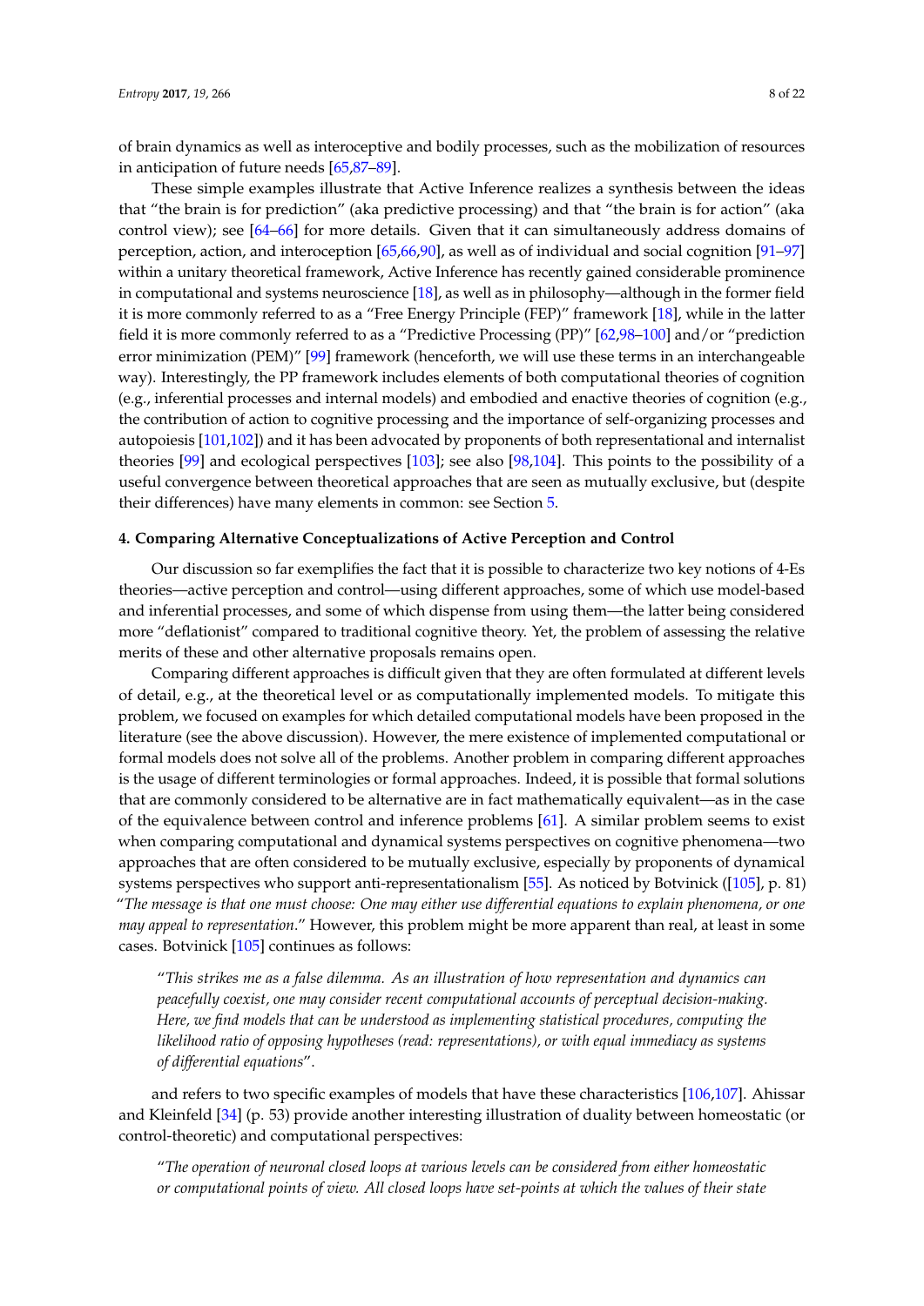of brain dynamics as well as interoceptive and bodily processes, such as the mobilization of resources in anticipation of future needs [65,87–89].

These simple examples illustrate that Active Inference realizes a synthesis between the ideas that "the brain is for prediction" (aka predictive processing) and that "the brain is for action" (aka control view); see [64–66] for more details. Given that it can simultaneously address domains of perception, action, and interoception [65,66,90], as well as of individual and social cognition [91–97] within a unitary theoretical framework, Active Inference has recently gained considerable prominence in computational and systems neuroscience [18], as well as in philosophy—although in the former field it is more commonly referred to as a "Free Energy Principle (FEP)" framework [18], while in the latter field it is more commonly referred to as a "Predictive Processing (PP)" [62,98–100] and/or "prediction error minimization (PEM)" [99] framework (henceforth, we will use these terms in an interchangeable way). Interestingly, the PP framework includes elements of both computational theories of cognition (e.g., inferential processes and internal models) and embodied and enactive theories of cognition (e.g., the contribution of action to cognitive processing and the importance of self-organizing processes and autopoiesis [101,102]) and it has been advocated by proponents of both representational and internalist theories [99] and ecological perspectives [103]; see also [98,104]. This points to the possibility of a useful convergence between theoretical approaches that are seen as mutually exclusive, but (despite their differences) have many elements in common: see Section 5.

## 4. Comparing Alternative Conceptualizations of Active Perception and Control

Our discussion so far exemplifies the fact that it is possible to characterize two key notions of 4-Es theories—active perception and control—using different approaches, some of which use model-based and inferential processes, and some of which dispense from using them—the latter being considered more "deflationist" compared to traditional cognitive theory. Yet, the problem of assessing the relative merits of these and other alternative proposals remains open.

Comparing different approaches is difficult given that they are often formulated at different levels of detail, e.g., at the theoretical level or as computationally implemented models. To mitigate this problem, we focused on examples for which detailed computational models have been proposed in the literature (see the above discussion). However, the mere existence of implemented computational or formal models does not solve all of the problems. Another problem in comparing different approaches is the usage of different terminologies or formal approaches. Indeed, it is possible that formal solutions that are commonly considered to be alternative are in fact mathematically equivalent—as in the case of the equivalence between control and inference problems [61]. A similar problem seems to exist when comparing computational and dynamical systems perspectives on cognitive phenomena—two approaches that are often considered to be mutually exclusive, especially by proponents of dynamical systems perspectives who support anti-representationalism [55]. As noticed by Botvinick ([105], p. 81) "*The message is that one must choose: One may either use differential equations to explain phenomena, or one may appeal to representation*." However, this problem might be more apparent than real, at least in some cases. Botvinick [105] continues as follows:

> "*This strikes me as a false dilemma. As an illustration of how representation and dynamics can peacefully coexist, one may consider recent computational accounts of perceptual decision-making. Here, we find models that can be understood as implementing statistical procedures, computing the likelihood ratio of opposing hypotheses (read: representations), or with equal immediacy as systems of differential equations*".

and refers to two specific examples of models that have these characteristics [106,107]. Ahissar and Kleinfeld [34] (p. 53) provide another interesting illustration of duality between homeostatic (or control-theoretic) and computational perspectives:

> "*The operation of neuronal closed loops at various levels can be considered from either homeostatic or computational points of view. All closed loops have set-points at which the values of their state*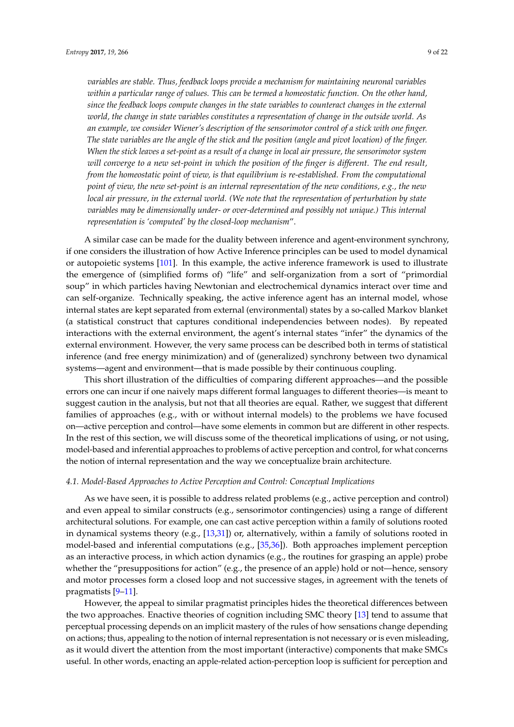*variables are stable. Thus, feedback loops provide a mechanism for maintaining neuronal variables within a particular range of values. This can be termed a homeostatic function. On the other hand, since the feedback loops compute changes in the state variables to counteract changes in the external world, the change in state variables constitutes a representation of change in the outside world. As an example, we consider Wiener's description of the sensorimotor control of a stick with one finger. The state variables are the angle of the stick and the position (angle and pivot location) of the finger. When the stick leaves a set-point as a result of a change in local air pressure, the sensorimotor system will converge to a new set-point in which the position of the finger is different. The end result, from the homeostatic point of view, is that equilibrium is re-established. From the computational point of view, the new set-point is an internal representation of the new conditions, e.g., the new local air pressure, in the external world. (We note that the representation of perturbation by state variables may be dimensionally under- or over-determined and possibly not unique.) This internal representation is 'computed' by the closed-loop mechanism*".

A similar case can be made for the duality between inference and agent-environment synchrony, if one considers the illustration of how Active Inference principles can be used to model dynamical or autopoietic systems [101]. In this example, the active inference framework is used to illustrate the emergence of (simplified forms of) "life" and self-organization from a sort of "primordial soup" in which particles having Newtonian and electrochemical dynamics interact over time and can self-organize. Technically speaking, the active inference agent has an internal model, whose internal states are kept separated from external (environmental) states by a so-called Markov blanket (a statistical construct that captures conditional independencies between nodes). By repeated interactions with the external environment, the agent's internal states "infer" the dynamics of the external environment. However, the very same process can be described both in terms of statistical inference (and free energy minimization) and of (generalized) synchrony between two dynamical systems—agent and environment—that is made possible by their continuous coupling.

This short illustration of the difficulties of comparing different approaches—and the possible errors one can incur if one naively maps different formal languages to different theories—is meant to suggest caution in the analysis, but not that all theories are equal. Rather, we suggest that different families of approaches (e.g., with or without internal models) to the problems we have focused on—active perception and control—have some elements in common but are different in other respects. In the rest of this section, we will discuss some of the theoretical implications of using, or not using, model-based and inferential approaches to problems of active perception and control, for what concerns the notion of internal representation and the way we conceptualize brain architecture.

### *4.1. Model-Based Approaches to Active Perception and Control: Conceptual Implications*

As we have seen, it is possible to address related problems (e.g., active perception and control) and even appeal to similar constructs (e.g., sensorimotor contingencies) using a range of different architectural solutions. For example, one can cast active perception within a family of solutions rooted in dynamical systems theory (e.g., [13,31]) or, alternatively, within a family of solutions rooted in model-based and inferential computations (e.g., [35,36]). Both approaches implement perception as an interactive process, in which action dynamics (e.g., the routines for grasping an apple) probe whether the "presuppositions for action" (e.g., the presence of an apple) hold or not—hence, sensory and motor processes form a closed loop and not successive stages, in agreement with the tenets of pragmatists [9–11].

However, the appeal to similar pragmatist principles hides the theoretical differences between the two approaches. Enactive theories of cognition including SMC theory [13] tend to assume that perceptual processing depends on an implicit mastery of the rules of how sensations change depending on actions; thus, appealing to the notion of internal representation is not necessary or is even misleading, as it would divert the attention from the most important (interactive) components that make SMCs useful. In other words, enacting an apple-related action-perception loop is sufficient for perception and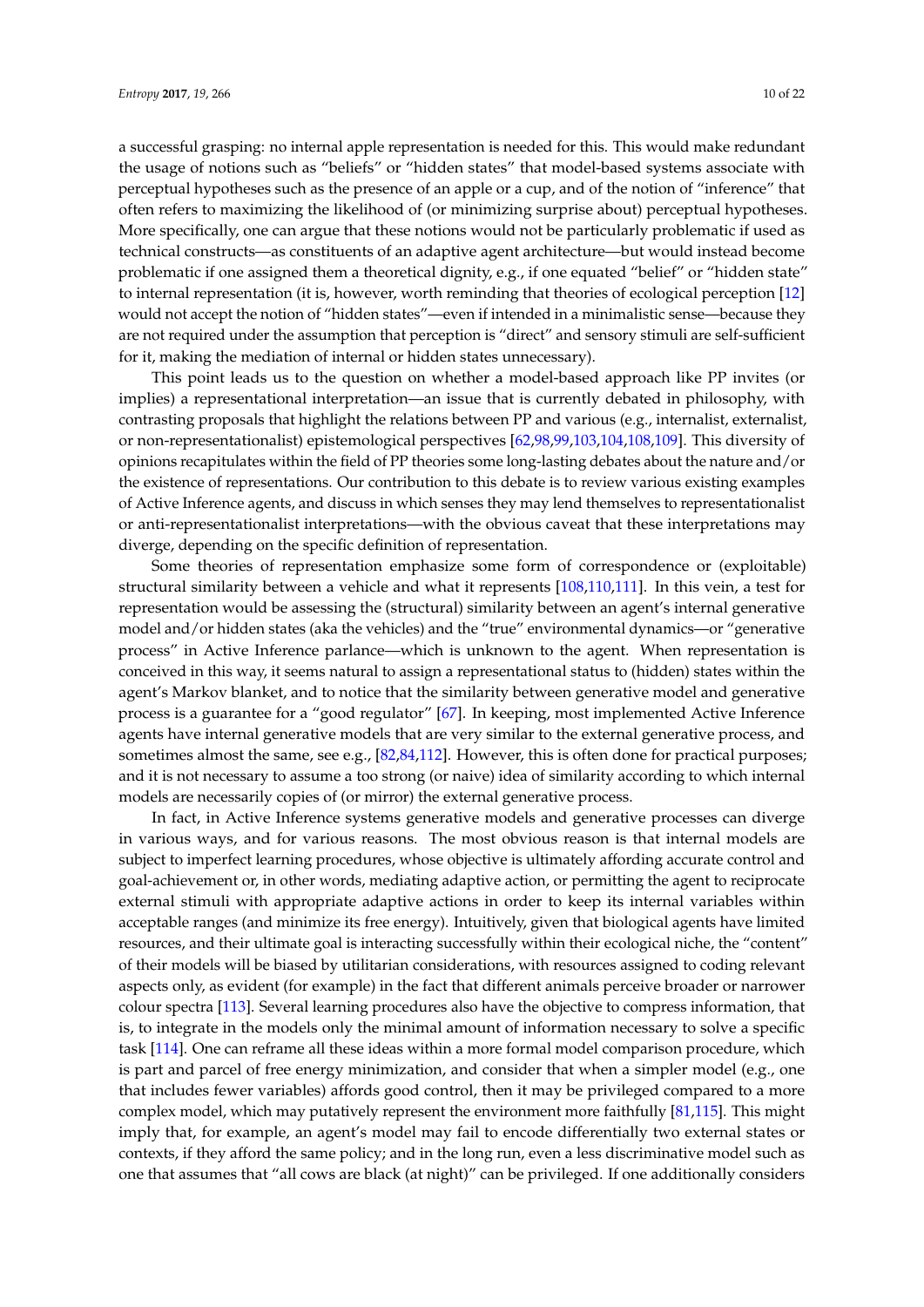a successful grasping: no internal apple representation is needed for this. This would make redundant the usage of notions such as "beliefs" or "hidden states" that model-based systems associate with perceptual hypotheses such as the presence of an apple or a cup, and of the notion of "inference" that often refers to maximizing the likelihood of (or minimizing surprise about) perceptual hypotheses. More specifically, one can argue that these notions would not be particularly problematic if used as technical constructs—as constituents of an adaptive agent architecture—but would instead become problematic if one assigned them a theoretical dignity, e.g., if one equated "belief" or "hidden state" to internal representation (it is, however, worth reminding that theories of ecological perception [12] would not accept the notion of "hidden states"—even if intended in a minimalistic sense—because they are not required under the assumption that perception is "direct" and sensory stimuli are self-sufficient for it, making the mediation of internal or hidden states unnecessary).

This point leads us to the question on whether a model-based approach like PP invites (or implies) a representational interpretation—an issue that is currently debated in philosophy, with contrasting proposals that highlight the relations between PP and various (e.g., internalist, externalist, or non-representationalist) epistemological perspectives [62,98,99,103,104,108,109]. This diversity of opinions recapitulates within the field of PP theories some long-lasting debates about the nature and/or the existence of representations. Our contribution to this debate is to review various existing examples of Active Inference agents, and discuss in which senses they may lend themselves to representationalist or anti-representationalist interpretations—with the obvious caveat that these interpretations may diverge, depending on the specific definition of representation.

Some theories of representation emphasize some form of correspondence or (exploitable) structural similarity between a vehicle and what it represents [108,110,111]. In this vein, a test for representation would be assessing the (structural) similarity between an agent's internal generative model and/or hidden states (aka the vehicles) and the "true" environmental dynamics—or "generative process" in Active Inference parlance—which is unknown to the agent. When representation is conceived in this way, it seems natural to assign a representational status to (hidden) states within the agent's Markov blanket, and to notice that the similarity between generative model and generative process is a guarantee for a "good regulator" [67]. In keeping, most implemented Active Inference agents have internal generative models that are very similar to the external generative process, and sometimes almost the same, see e.g., [82,84,112]. However, this is often done for practical purposes; and it is not necessary to assume a too strong (or naive) idea of similarity according to which internal models are necessarily copies of (or mirror) the external generative process.

In fact, in Active Inference systems generative models and generative processes can diverge in various ways, and for various reasons. The most obvious reason is that internal models are subject to imperfect learning procedures, whose objective is ultimately affording accurate control and goal-achievement or, in other words, mediating adaptive action, or permitting the agent to reciprocate external stimuli with appropriate adaptive actions in order to keep its internal variables within acceptable ranges (and minimize its free energy). Intuitively, given that biological agents have limited resources, and their ultimate goal is interacting successfully within their ecological niche, the "content" of their models will be biased by utilitarian considerations, with resources assigned to coding relevant aspects only, as evident (for example) in the fact that different animals perceive broader or narrower colour spectra [113]. Several learning procedures also have the objective to compress information, that is, to integrate in the models only the minimal amount of information necessary to solve a specific task [114]. One can reframe all these ideas within a more formal model comparison procedure, which is part and parcel of free energy minimization, and consider that when a simpler model (e.g., one that includes fewer variables) affords good control, then it may be privileged compared to a more complex model, which may putatively represent the environment more faithfully [81,115]. This might imply that, for example, an agent's model may fail to encode differentially two external states or contexts, if they afford the same policy; and in the long run, even a less discriminative model such as one that assumes that "all cows are black (at night)" can be privileged. If one additionally considers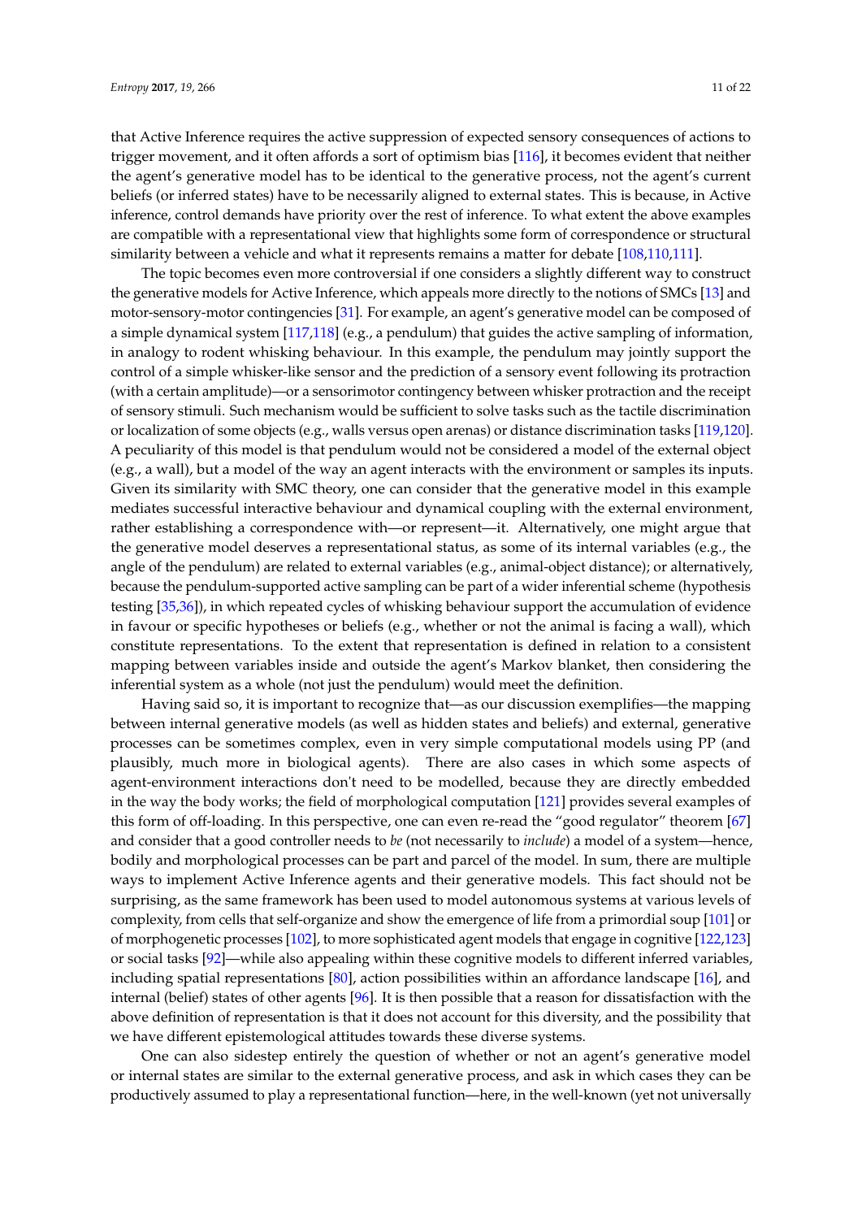that Active Inference requires the active suppression of expected sensory consequences of actions to trigger movement, and it often affords a sort of optimism bias [116], it becomes evident that neither the agent's generative model has to be identical to the generative process, not the agent's current beliefs (or inferred states) have to be necessarily aligned to external states. This is because, in Active inference, control demands have priority over the rest of inference. To what extent the above examples are compatible with a representational view that highlights some form of correspondence or structural similarity between a vehicle and what it represents remains a matter for debate [108,110,111].

The topic becomes even more controversial if one considers a slightly different way to construct the generative models for Active Inference, which appeals more directly to the notions of SMCs [13] and motor-sensory-motor contingencies [31]. For example, an agent's generative model can be composed of a simple dynamical system [117,118] (e.g., a pendulum) that guides the active sampling of information, in analogy to rodent whisking behaviour. In this example, the pendulum may jointly support the control of a simple whisker-like sensor and the prediction of a sensory event following its protraction (with a certain amplitude)—or a sensorimotor contingency between whisker protraction and the receipt of sensory stimuli. Such mechanism would be sufficient to solve tasks such as the tactile discrimination or localization of some objects (e.g., walls versus open arenas) or distance discrimination tasks [119,120]. A peculiarity of this model is that pendulum would not be considered a model of the external object (e.g., a wall), but a model of the way an agent interacts with the environment or samples its inputs. Given its similarity with SMC theory, one can consider that the generative model in this example mediates successful interactive behaviour and dynamical coupling with the external environment, rather establishing a correspondence with—or represent—it. Alternatively, one might argue that the generative model deserves a representational status, as some of its internal variables (e.g., the angle of the pendulum) are related to external variables (e.g., animal-object distance); or alternatively, because the pendulum-supported active sampling can be part of a wider inferential scheme (hypothesis testing [35,36]), in which repeated cycles of whisking behaviour support the accumulation of evidence in favour or specific hypotheses or beliefs (e.g., whether or not the animal is facing a wall), which constitute representations. To the extent that representation is defined in relation to a consistent mapping between variables inside and outside the agent's Markov blanket, then considering the inferential system as a whole (not just the pendulum) would meet the definition.

Having said so, it is important to recognize that—as our discussion exemplifies—the mapping between internal generative models (as well as hidden states and beliefs) and external, generative processes can be sometimes complex, even in very simple computational models using PP (and plausibly, much more in biological agents). There are also cases in which some aspects of agent-environment interactions don't need to be modelled, because they are directly embedded in the way the body works; the field of morphological computation [121] provides several examples of this form of off-loading. In this perspective, one can even re-read the "good regulator" theorem [67] and consider that a good controller needs to *be* (not necessarily to *include*) a model of a system—hence, bodily and morphological processes can be part and parcel of the model. In sum, there are multiple ways to implement Active Inference agents and their generative models. This fact should not be surprising, as the same framework has been used to model autonomous systems at various levels of complexity, from cells that self-organize and show the emergence of life from a primordial soup [101] or of morphogenetic processes [102], to more sophisticated agent models that engage in cognitive [122,123] or social tasks [92]—while also appealing within these cognitive models to different inferred variables, including spatial representations [80], action possibilities within an affordance landscape [16], and internal (belief) states of other agents [96]. It is then possible that a reason for dissatisfaction with the above definition of representation is that it does not account for this diversity, and the possibility that we have different epistemological attitudes towards these diverse systems.

One can also sidestep entirely the question of whether or not an agent's generative model or internal states are similar to the external generative process, and ask in which cases they can be productively assumed to play a representational function—here, in the well-known (yet not universally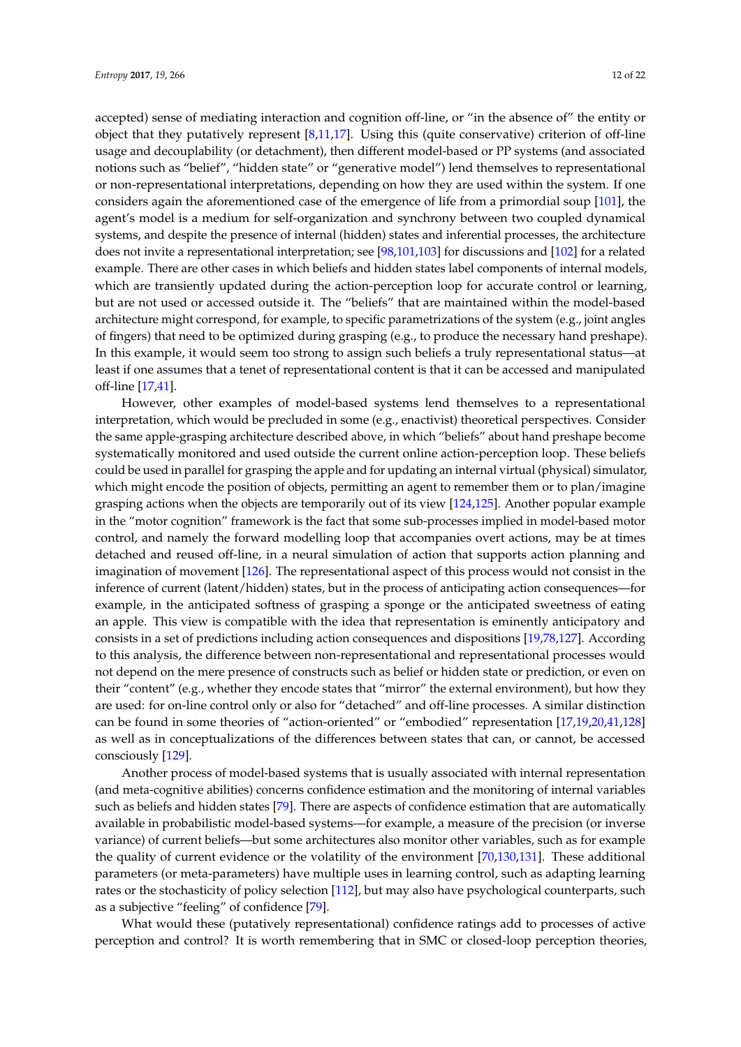accepted) sense of mediating interaction and cognition off-line, or "in the absence of" the entity or object that they putatively represent [8,11,17]. Using this (quite conservative) criterion of off-line usage and decouplability (or detachment), then different model-based or PP systems (and associated notions such as "belief", "hidden state" or "generative model") lend themselves to representational or non-representational interpretations, depending on how they are used within the system. If one considers again the aforementioned case of the emergence of life from a primordial soup [101], the agent's model is a medium for self-organization and synchrony between two coupled dynamical systems, and despite the presence of internal (hidden) states and inferential processes, the architecture does not invite a representational interpretation; see [98,101,103] for discussions and [102] for a related example. There are other cases in which beliefs and hidden states label components of internal models, which are transiently updated during the action-perception loop for accurate control or learning, but are not used or accessed outside it. The "beliefs" that are maintained within the model-based architecture might correspond, for example, to specific parametrizations of the system (e.g., joint angles of fingers) that need to be optimized during grasping (e.g., to produce the necessary hand preshape). In this example, it would seem too strong to assign such beliefs a truly representational status—at least if one assumes that a tenet of representational content is that it can be accessed and manipulated off-line [17,41].

However, other examples of model-based systems lend themselves to a representational interpretation, which would be precluded in some (e.g., enactivist) theoretical perspectives. Consider the same apple-grasping architecture described above, in which "beliefs" about hand preshape become systematically monitored and used outside the current online action-perception loop. These beliefs could be used in parallel for grasping the apple and for updating an internal virtual (physical) simulator, which might encode the position of objects, permitting an agent to remember them or to plan/imagine grasping actions when the objects are temporarily out of its view [124,125]. Another popular example in the "motor cognition" framework is the fact that some sub-processes implied in model-based motor control, and namely the forward modelling loop that accompanies overt actions, may be at times detached and reused off-line, in a neural simulation of action that supports action planning and imagination of movement [126]. The representational aspect of this process would not consist in the inference of current (latent/hidden) states, but in the process of anticipating action consequences—for example, in the anticipated softness of grasping a sponge or the anticipated sweetness of eating an apple. This view is compatible with the idea that representation is eminently anticipatory and consists in a set of predictions including action consequences and dispositions [19,78,127]. According to this analysis, the difference between non-representational and representational processes would not depend on the mere presence of constructs such as belief or hidden state or prediction, or even on their "content" (e.g., whether they encode states that "mirror" the external environment), but how they are used: for on-line control only or also for "detached" and off-line processes. A similar distinction can be found in some theories of "action-oriented" or "embodied" representation [17,19,20,41,128] as well as in conceptualizations of the differences between states that can, or cannot, be accessed consciously [129].

Another process of model-based systems that is usually associated with internal representation (and meta-cognitive abilities) concerns confidence estimation and the monitoring of internal variables such as beliefs and hidden states [79]. There are aspects of confidence estimation that are automatically available in probabilistic model-based systems—for example, a measure of the precision (or inverse variance) of current beliefs—but some architectures also monitor other variables, such as for example the quality of current evidence or the volatility of the environment [70,130,131]. These additional parameters (or meta-parameters) have multiple uses in learning control, such as adapting learning rates or the stochasticity of policy selection [112], but may also have psychological counterparts, such as a subjective "feeling" of confidence [79].

What would these (putatively representational) confidence ratings add to processes of active perception and control? It is worth remembering that in SMC or closed-loop perception theories,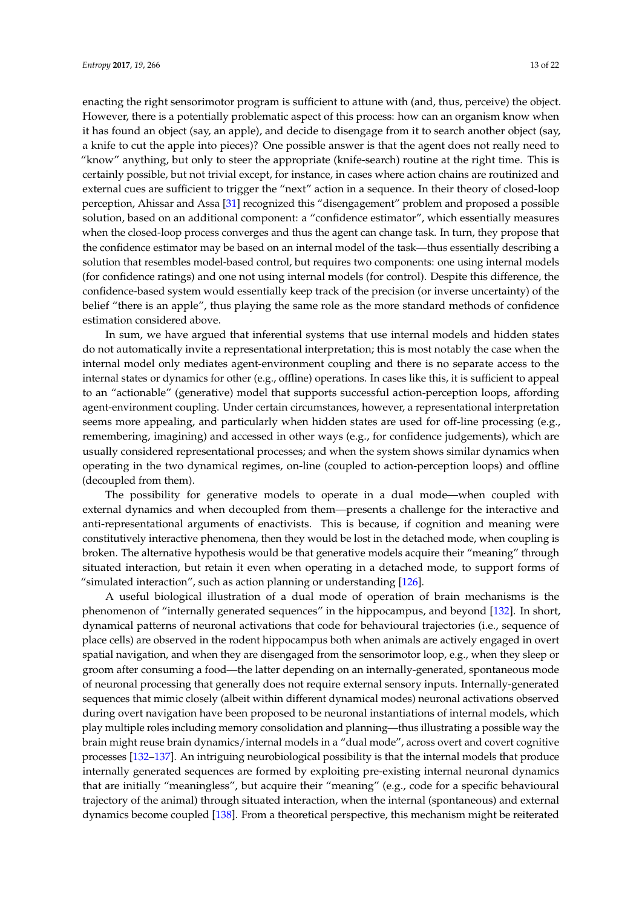enacting the right sensorimotor program is sufficient to attune with (and, thus, perceive) the object. However, there is a potentially problematic aspect of this process: how can an organism know when it has found an object (say, an apple), and decide to disengage from it to search another object (say, a knife to cut the apple into pieces)? One possible answer is that the agent does not really need to "know" anything, but only to steer the appropriate (knife-search) routine at the right time. This is certainly possible, but not trivial except, for instance, in cases where action chains are routinized and external cues are sufficient to trigger the "next" action in a sequence. In their theory of closed-loop perception, Ahissar and Assa [31] recognized this "disengagement" problem and proposed a possible solution, based on an additional component: a "confidence estimator", which essentially measures when the closed-loop process converges and thus the agent can change task. In turn, they propose that the confidence estimator may be based on an internal model of the task—thus essentially describing a solution that resembles model-based control, but requires two components: one using internal models (for confidence ratings) and one not using internal models (for control). Despite this difference, the confidence-based system would essentially keep track of the precision (or inverse uncertainty) of the belief "there is an apple", thus playing the same role as the more standard methods of confidence estimation considered above.

In sum, we have argued that inferential systems that use internal models and hidden states do not automatically invite a representational interpretation; this is most notably the case when the internal model only mediates agent-environment coupling and there is no separate access to the internal states or dynamics for other (e.g., offline) operations. In cases like this, it is sufficient to appeal to an "actionable" (generative) model that supports successful action-perception loops, affording agent-environment coupling. Under certain circumstances, however, a representational interpretation seems more appealing, and particularly when hidden states are used for off-line processing (e.g., remembering, imagining) and accessed in other ways (e.g., for confidence judgements), which are usually considered representational processes; and when the system shows similar dynamics when operating in the two dynamical regimes, on-line (coupled to action-perception loops) and offline (decoupled from them).

The possibility for generative models to operate in a dual mode—when coupled with external dynamics and when decoupled from them—presents a challenge for the interactive and anti-representational arguments of enactivists. This is because, if cognition and meaning were constitutively interactive phenomena, then they would be lost in the detached mode, when coupling is broken. The alternative hypothesis would be that generative models acquire their "meaning" through situated interaction, but retain it even when operating in a detached mode, to support forms of "simulated interaction", such as action planning or understanding [126].

A useful biological illustration of a dual mode of operation of brain mechanisms is the phenomenon of "internally generated sequences" in the hippocampus, and beyond [132]. In short, dynamical patterns of neuronal activations that code for behavioural trajectories (i.e., sequence of place cells) are observed in the rodent hippocampus both when animals are actively engaged in overt spatial navigation, and when they are disengaged from the sensorimotor loop, e.g., when they sleep or groom after consuming a food—the latter depending on an internally-generated, spontaneous mode of neuronal processing that generally does not require external sensory inputs. Internally-generated sequences that mimic closely (albeit within different dynamical modes) neuronal activations observed during overt navigation have been proposed to be neuronal instantiations of internal models, which play multiple roles including memory consolidation and planning—thus illustrating a possible way the brain might reuse brain dynamics/internal models in a "dual mode", across overt and covert cognitive processes [132–137]. An intriguing neurobiological possibility is that the internal models that produce internally generated sequences are formed by exploiting pre-existing internal neuronal dynamics that are initially "meaningless", but acquire their "meaning" (e.g., code for a specific behavioural trajectory of the animal) through situated interaction, when the internal (spontaneous) and external dynamics become coupled [138]. From a theoretical perspective, this mechanism might be reiterated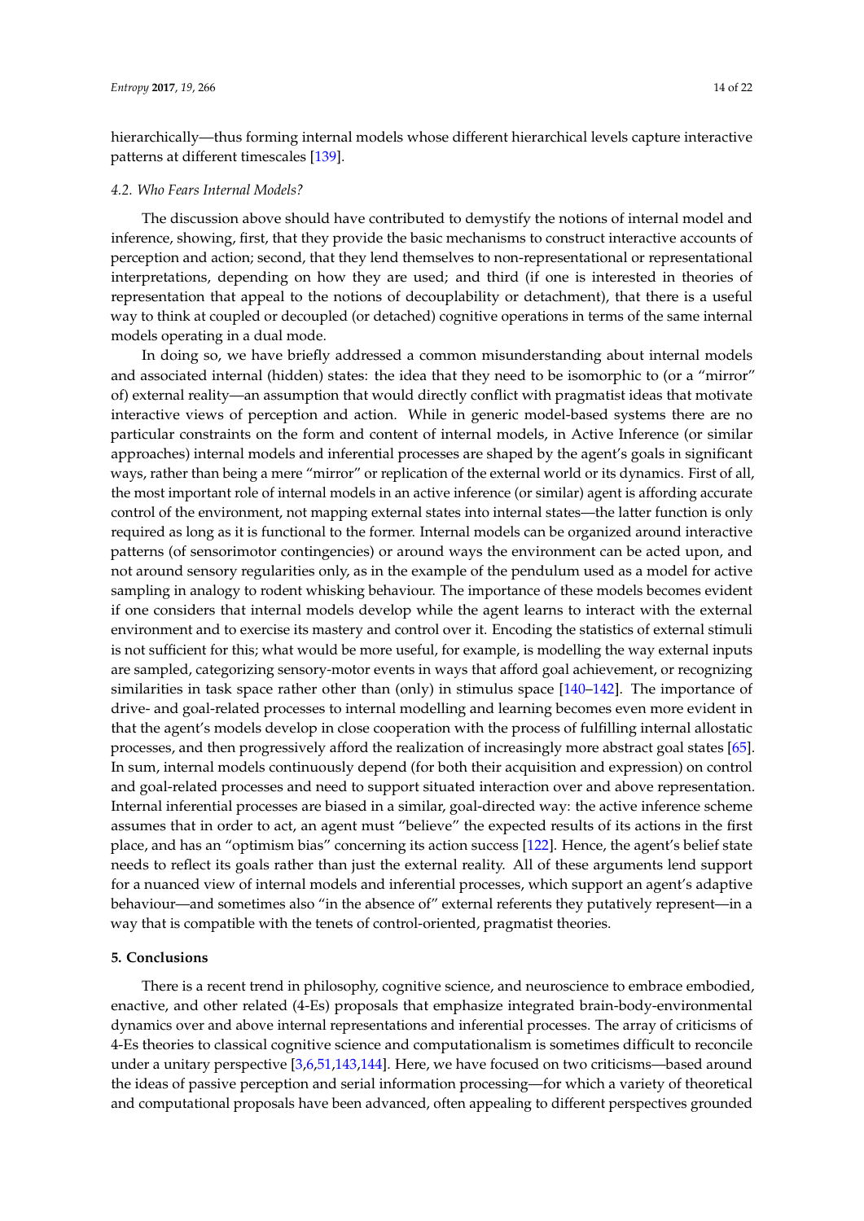hierarchically—thus forming internal models whose different hierarchical levels capture interactive patterns at different timescales [139].

### 4.2. Who Fears Internal Models?

The discussion above should have contributed to demystify the notions of internal model and inference, showing, first, that they provide the basic mechanisms to construct interactive accounts of perception and action; second, that they lend themselves to non-representational or representational interpretations, depending on how they are used; and third (if one is interested in theories of representation that appeal to the notions of decouplability or detachment), that there is a useful way to think at coupled or decoupled (or detached) cognitive operations in terms of the same internal models operating in a dual mode.

In doing so, we have briefly addressed a common misunderstanding about internal models and associated internal (hidden) states: the idea that they need to be isomorphic to (or a "mirror" of) external reality—an assumption that would directly conflict with pragmatist ideas that motivate interactive views of perception and action. While in generic model-based systems there are no particular constraints on the form and content of internal models, in Active Inference (or similar approaches) internal models and inferential processes are shaped by the agent's goals in significant ways, rather than being a mere "mirror" or replication of the external world or its dynamics. First of all, the most important role of internal models in an active inference (or similar) agent is affording accurate control of the environment, not mapping external states into internal states—the latter function is only required as long as it is functional to the former. Internal models can be organized around interactive patterns (of sensorimotor contingencies) or around ways the environment can be acted upon, and not around sensory regularities only, as in the example of the pendulum used as a model for active sampling in analogy to rodent whisking behaviour. The importance of these models becomes evident if one considers that internal models develop while the agent learns to interact with the external environment and to exercise its mastery and control over it. Encoding the statistics of external stimuli is not sufficient for this; what would be more useful, for example, is modelling the way external inputs are sampled, categorizing sensory-motor events in ways that afford goal achievement, or recognizing similarities in task space rather other than (only) in stimulus space [140–142]. The importance of drive- and goal-related processes to internal modelling and learning becomes even more evident in that the agent's models develop in close cooperation with the process of fulfilling internal allostatic processes, and then progressively afford the realization of increasingly more abstract goal states [65]. In sum, internal models continuously depend (for both their acquisition and expression) on control and goal-related processes and need to support situated interaction over and above representation. Internal inferential processes are biased in a similar, goal-directed way: the active inference scheme assumes that in order to act, an agent must "believe" the expected results of its actions in the first place, and has an "optimism bias" concerning its action success [122]. Hence, the agent's belief state needs to reflect its goals rather than just the external reality. All of these arguments lend support for a nuanced view of internal models and inferential processes, which support an agent's adaptive behaviour—and sometimes also "in the absence of" external referents they putatively represent—in a way that is compatible with the tenets of control-oriented, pragmatist theories.

## 5. Conclusions

There is a recent trend in philosophy, cognitive science, and neuroscience to embrace embodied, enactive, and other related (4-Es) proposals that emphasize integrated brain-body-environmental dynamics over and above internal representations and inferential processes. The array of criticisms of 4-Es theories to classical cognitive science and computationalism is sometimes difficult to reconcile under a unitary perspective [3,6,51,143,144]. Here, we have focused on two criticisms—based around the ideas of passive perception and serial information processing—for which a variety of theoretical and computational proposals have been advanced, often appealing to different perspectives grounded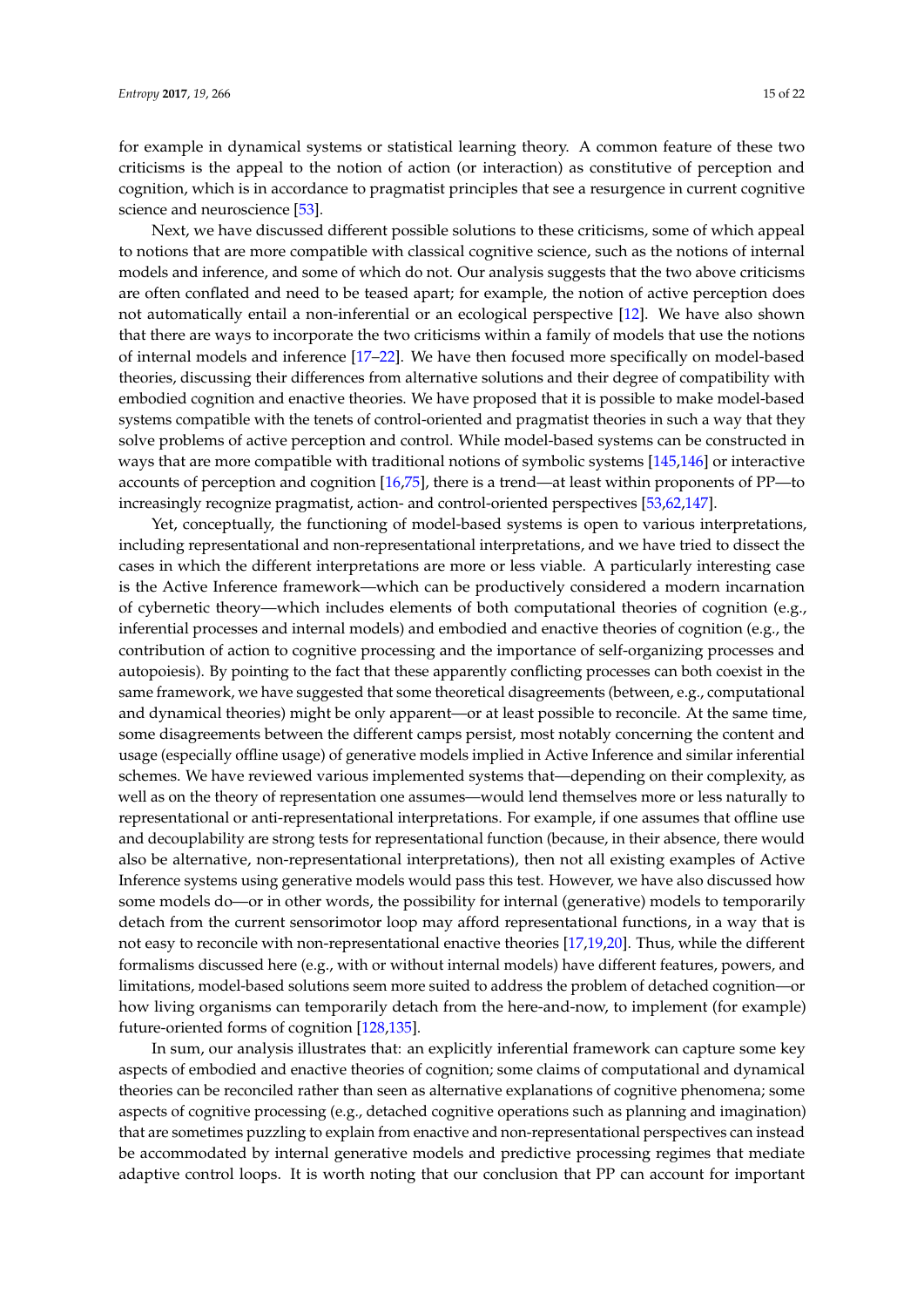for example in dynamical systems or statistical learning theory. A common feature of these two criticisms is the appeal to the notion of action (or interaction) as constitutive of perception and cognition, which is in accordance to pragmatist principles that see a resurgence in current cognitive science and neuroscience [53].

Next, we have discussed different possible solutions to these criticisms, some of which appeal to notions that are more compatible with classical cognitive science, such as the notions of internal models and inference, and some of which do not. Our analysis suggests that the two above criticisms are often conflated and need to be teased apart; for example, the notion of active perception does not automatically entail a non-inferential or an ecological perspective [12]. We have also shown that there are ways to incorporate the two criticisms within a family of models that use the notions of internal models and inference [17–22]. We have then focused more specifically on model-based theories, discussing their differences from alternative solutions and their degree of compatibility with embodied cognition and enactive theories. We have proposed that it is possible to make model-based systems compatible with the tenets of control-oriented and pragmatist theories in such a way that they solve problems of active perception and control. While model-based systems can be constructed in ways that are more compatible with traditional notions of symbolic systems [145,146] or interactive accounts of perception and cognition [16,75], there is a trend—at least within proponents of PP—to increasingly recognize pragmatist, action- and control-oriented perspectives [53,62,147].

Yet, conceptually, the functioning of model-based systems is open to various interpretations, including representational and non-representational interpretations, and we have tried to dissect the cases in which the different interpretations are more or less viable. A particularly interesting case is the Active Inference framework—which can be productively considered a modern incarnation of cybernetic theory—which includes elements of both computational theories of cognition (e.g., inferential processes and internal models) and embodied and enactive theories of cognition (e.g., the contribution of action to cognitive processing and the importance of self-organizing processes and autopoiesis). By pointing to the fact that these apparently conflicting processes can both coexist in the same framework, we have suggested that some theoretical disagreements (between, e.g., computational and dynamical theories) might be only apparent—or at least possible to reconcile. At the same time, some disagreements between the different camps persist, most notably concerning the content and usage (especially offline usage) of generative models implied in Active Inference and similar inferential schemes. We have reviewed various implemented systems that—depending on their complexity, as well as on the theory of representation one assumes—would lend themselves more or less naturally to representational or anti-representational interpretations. For example, if one assumes that offline use and decouplability are strong tests for representational function (because, in their absence, there would also be alternative, non-representational interpretations), then not all existing examples of Active Inference systems using generative models would pass this test. However, we have also discussed how some models do—or in other words, the possibility for internal (generative) models to temporarily detach from the current sensorimotor loop may afford representational functions, in a way that is not easy to reconcile with non-representational enactive theories [17,19,20]. Thus, while the different formalisms discussed here (e.g., with or without internal models) have different features, powers, and limitations, model-based solutions seem more suited to address the problem of detached cognition—or how living organisms can temporarily detach from the here-and-now, to implement (for example) future-oriented forms of cognition [128,135].

In sum, our analysis illustrates that: an explicitly inferential framework can capture some key aspects of embodied and enactive theories of cognition; some claims of computational and dynamical theories can be reconciled rather than seen as alternative explanations of cognitive phenomena; some aspects of cognitive processing (e.g., detached cognitive operations such as planning and imagination) that are sometimes puzzling to explain from enactive and non-representational perspectives can instead be accommodated by internal generative models and predictive processing regimes that mediate adaptive control loops. It is worth noting that our conclusion that PP can account for important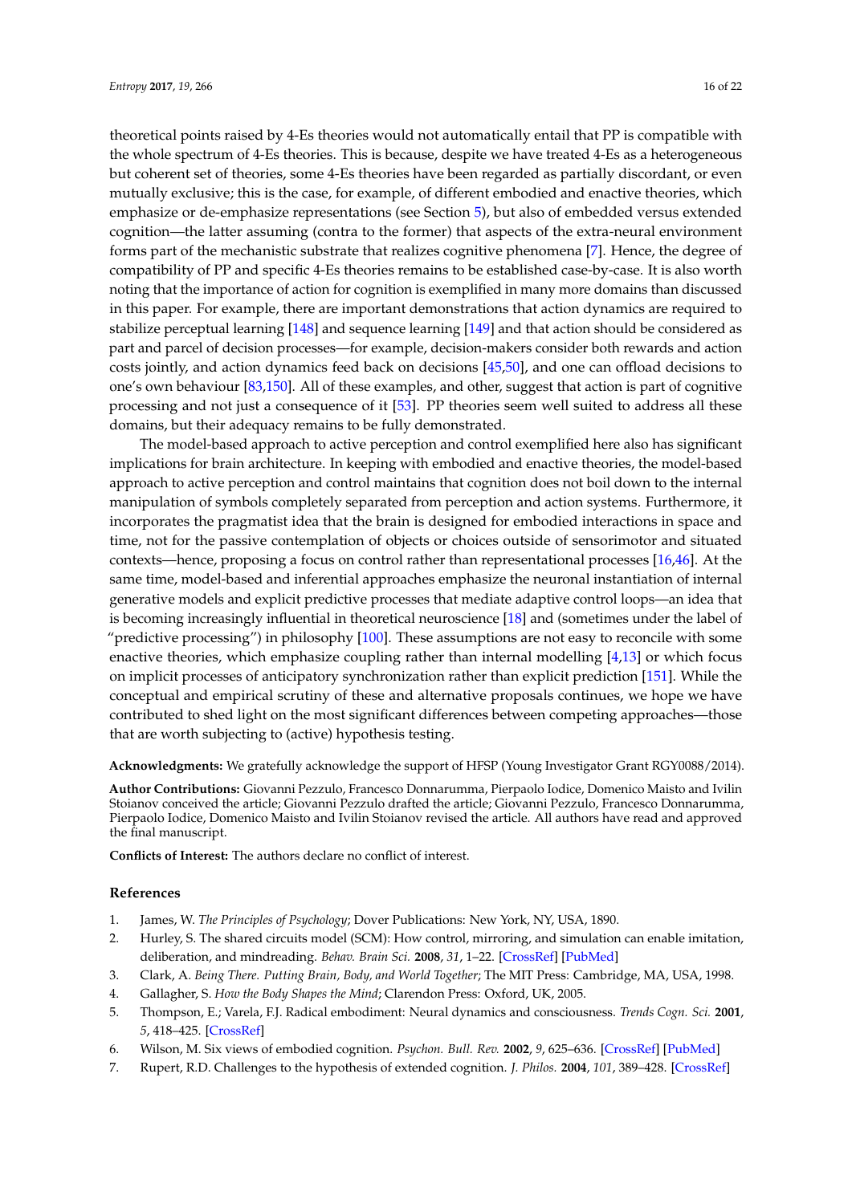theoretical points raised by 4-Es theories would not automatically entail that PP is compatible with the whole spectrum of 4-Es theories. This is because, despite we have treated 4-Es as a heterogeneous but coherent set of theories, some 4-Es theories have been regarded as partially discordant, or even mutually exclusive; this is the case, for example, of different embodied and enactive theories, which emphasize or de-emphasize representations (see Section 5), but also of embedded versus extended cognition—the latter assuming (contra to the former) that aspects of the extra-neural environment forms part of the mechanistic substrate that realizes cognitive phenomena [7]. Hence, the degree of compatibility of PP and specific 4-Es theories remains to be established case-by-case. It is also worth noting that the importance of action for cognition is exemplified in many more domains than discussed in this paper. For example, there are important demonstrations that action dynamics are required to stabilize perceptual learning [148] and sequence learning [149] and that action should be considered as part and parcel of decision processes—for example, decision-makers consider both rewards and action costs jointly, and action dynamics feed back on decisions [45,50], and one can offload decisions to one's own behaviour [83,150]. All of these examples, and other, suggest that action is part of cognitive processing and not just a consequence of it [53]. PP theories seem well suited to address all these domains, but their adequacy remains to be fully demonstrated.

The model-based approach to active perception and control exemplified here also has significant implications for brain architecture. In keeping with embodied and enactive theories, the model-based approach to active perception and control maintains that cognition does not boil down to the internal manipulation of symbols completely separated from perception and action systems. Furthermore, it incorporates the pragmatist idea that the brain is designed for embodied interactions in space and time, not for the passive contemplation of objects or choices outside of sensorimotor and situated contexts—hence, proposing a focus on control rather than representational processes [16,46]. At the same time, model-based and inferential approaches emphasize the neuronal instantiation of internal generative models and explicit predictive processes that mediate adaptive control loops—an idea that is becoming increasingly influential in theoretical neuroscience [18] and (sometimes under the label of "predictive processing") in philosophy [100]. These assumptions are not easy to reconcile with some enactive theories, which emphasize coupling rather than internal modelling [4,13] or which focus on implicit processes of anticipatory synchronization rather than explicit prediction [151]. While the conceptual and empirical scrutiny of these and alternative proposals continues, we hope we have contributed to shed light on the most significant differences between competing approaches—those that are worth subjecting to (active) hypothesis testing.

**Acknowledgments:** We gratefully acknowledge the support of HFSP (Young Investigator Grant RGY0088/2014).

**Author Contributions:** Giovanni Pezzulo, Francesco Donnarumma, Pierpaolo Iodice, Domenico Maisto and Ivilin Stoianov conceived the article; Giovanni Pezzulo drafted the article; Giovanni Pezzulo, Francesco Donnarumma, Pierpaolo Iodice, Domenico Maisto and Ivilin Stoianov revised the article. All authors have read and approved the final manuscript.

**Conflicts of Interest:** The authors declare no conflict of interest.

## References

1. James, W. *The Principles of Psychology*; Dover Publications: New York, NY, USA, 1890.
2. Hurley, S. The shared circuits model (SCM): How control, mirroring, and simulation can enable imitation, deliberation, and mindreading. *Behav. Brain Sci.* **2008**, *31*, 1–22. [CrossRef] [PubMed]
3. Clark, A. *Being There. Putting Brain, Body, and World Together*; The MIT Press: Cambridge, MA, USA, 1998.
4. Gallagher, S. *How the Body Shapes the Mind*; Clarendon Press: Oxford, UK, 2005.
5. Thompson, E.; Varela, F.J. Radical embodiment: Neural dynamics and consciousness. *Trends Cogn. Sci.* **2001**, *5*, 418–425. [CrossRef]
6. Wilson, M. Six views of embodied cognition. *Psychon. Bull. Rev.* **2002**, *9*, 625–636. [CrossRef] [PubMed]
7. Rupert, R.D. Challenges to the hypothesis of extended cognition. *J. Philos.* **2004**, *101*, 389–428. [CrossRef]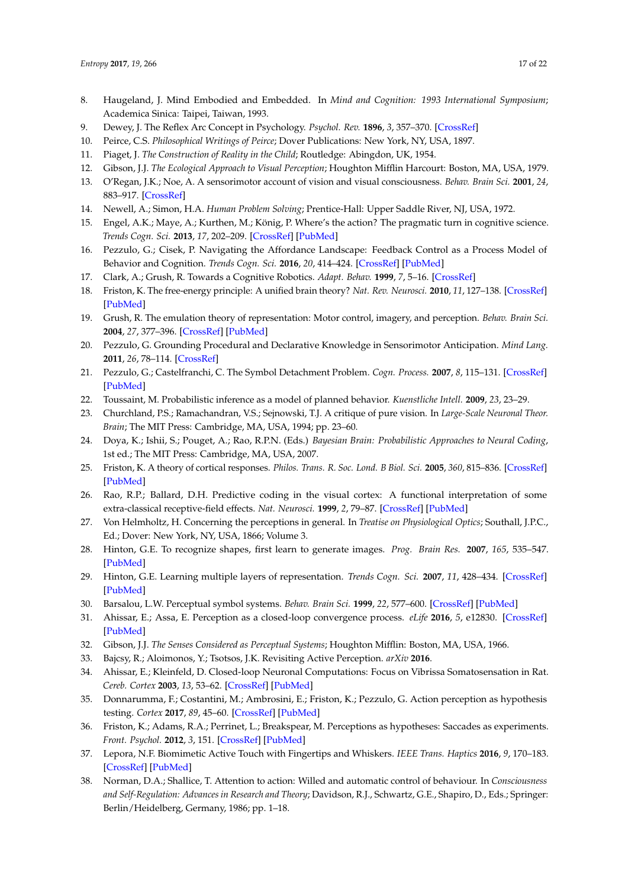8. Haugeland, J. Mind Embodied and Embedded. In *Mind and Cognition: 1993 International Symposium*; Academica Sinica: Taipei, Taiwan, 1993.
9. Dewey, J. The Reflex Arc Concept in Psychology. *Psychol. Rev.* **1896**, *3*, 357–370. [CrossRef]
10. Peirce, C.S. *Philosophical Writings of Peirce*; Dover Publications: New York, NY, USA, 1897.
11. Piaget, J. *The Construction of Reality in the Child*; Routledge: Abingdon, UK, 1954.
12. Gibson, J.J. *The Ecological Approach to Visual Perception*; Houghton Mifflin Harcourt: Boston, MA, USA, 1979.
13. O'Regan, J.K.; Noe, A. A sensorimotor account of vision and visual consciousness. *Behav. Brain Sci.* **2001**, *24*, 883–917. [CrossRef]
14. Newell, A.; Simon, H.A. *Human Problem Solving*; Prentice-Hall: Upper Saddle River, NJ, USA, 1972.
15. Engel, A.K.; Maye, A.; Kurthen, M.; König, P. Where's the action? The pragmatic turn in cognitive science. *Trends Cogn. Sci.* **2013**, *17*, 202–209. [CrossRef] [PubMed]
16. Pezzulo, G.; Cisek, P. Navigating the Affordance Landscape: Feedback Control as a Process Model of Behavior and Cognition. *Trends Cogn. Sci.* **2016**, *20*, 414–424. [CrossRef] [PubMed]
17. Clark, A.; Grush, R. Towards a Cognitive Robotics. *Adapt. Behav.* **1999**, *7*, 5–16. [CrossRef]
18. Friston, K. The free-energy principle: A unified brain theory? *Nat. Rev. Neurosci.* **2010**, *11*, 127–138. [CrossRef] [PubMed]
19. Grush, R. The emulation theory of representation: Motor control, imagery, and perception. *Behav. Brain Sci.* **2004**, *27*, 377–396. [CrossRef] [PubMed]
20. Pezzulo, G. Grounding Procedural and Declarative Knowledge in Sensorimotor Anticipation. *Mind Lang.* **2011**, *26*, 78–114. [CrossRef]
21. Pezzulo, G.; Castelfranchi, C. The Symbol Detachment Problem. *Cogn. Process.* **2007**, *8*, 115–131. [CrossRef] [PubMed]
22. Toussaint, M. Probabilistic inference as a model of planned behavior. *Kuenstliche Intell.* **2009**, *23*, 23–29.
23. Churchland, P.S.; Ramachandran, V.S.; Sejnowski, T.J. A critique of pure vision. In *Large-Scale Neuronal Theor. Brain*; The MIT Press: Cambridge, MA, USA, 1994; pp. 23–60.
24. Doya, K.; Ishii, S.; Pouget, A.; Rao, R.P.N. (Eds.) *Bayesian Brain: Probabilistic Approaches to Neural Coding*, 1st ed.; The MIT Press: Cambridge, MA, USA, 2007.
25. Friston, K. A theory of cortical responses. *Philos. Trans. R. Soc. Lond. B Biol. Sci.* **2005**, *360*, 815–836. [CrossRef] [PubMed]
26. Rao, R.P.; Ballard, D.H. Predictive coding in the visual cortex: A functional interpretation of some extra-classical receptive-field effects. *Nat. Neurosci.* **1999**, *2*, 79–87. [CrossRef] [PubMed]
27. Von Helmholtz, H. Concerning the perceptions in general. In *Treatise on Physiological Optics*; Southall, J.P.C., Ed.; Dover: New York, NY, USA, 1866; Volume 3.
28. Hinton, G.E. To recognize shapes, first learn to generate images. *Prog. Brain Res.* **2007**, *165*, 535–547. [PubMed]
29. Hinton, G.E. Learning multiple layers of representation. *Trends Cogn. Sci.* **2007**, *11*, 428–434. [CrossRef] [PubMed]
30. Barsalou, L.W. Perceptual symbol systems. *Behav. Brain Sci.* **1999**, *22*, 577–600. [CrossRef] [PubMed]
31. Ahissar, E.; Assa, E. Perception as a closed-loop convergence process. *eLife* **2016**, *5*, e12830. [CrossRef] [PubMed]
32. Gibson, J.J. *The Senses Considered as Perceptual Systems*; Houghton Mifflin: Boston, MA, USA, 1966.
33. Bajcsy, R.; Aloimonos, Y.; Tsotsos, J.K. Revisiting Active Perception. *arXiv* **2016**.
34. Ahissar, E.; Kleinfeld, D. Closed-loop Neuronal Computations: Focus on Vibrissa Somatosensation in Rat. *Cereb. Cortex* **2003**, *13*, 53–62. [CrossRef] [PubMed]
35. Donnarumma, F.; Costantini, M.; Ambrosini, E.; Friston, K.; Pezzulo, G. Action perception as hypothesis testing. *Cortex* **2017**, *89*, 45–60. [CrossRef] [PubMed]
36. Friston, K.; Adams, R.A.; Perrinet, L.; Breakspear, M. Perceptions as hypotheses: Saccades as experiments. *Front. Psychol.* **2012**, *3*, 151. [CrossRef] [PubMed]
37. Lepora, N.F. Biomimetic Active Touch with Fingertips and Whiskers. *IEEE Trans. Haptics* **2016**, *9*, 170–183. [CrossRef] [PubMed]
38. Norman, D.A.; Shallice, T. Attention to action: Willed and automatic control of behaviour. In *Consciousness and Self-Regulation: Advances in Research and Theory*; Davidson, R.J., Schwartz, G.E., Shapiro, D., Eds.; Springer: Berlin/Heidelberg, Germany, 1986; pp. 1–18.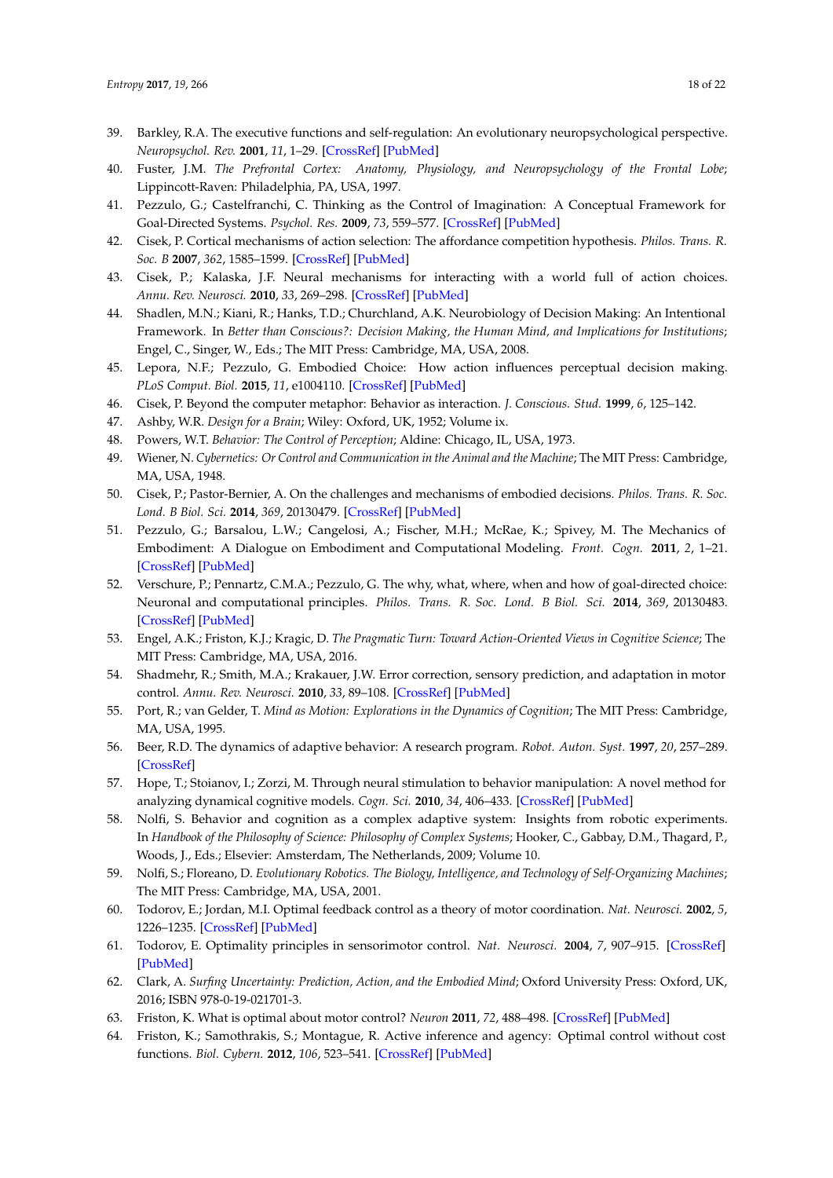39. Barkley, R.A. The executive functions and self-regulation: An evolutionary neuropsychological perspective. *Neuropsychol. Rev.* **2001**, *11*, 1–29. [CrossRef] [PubMed]
40. Fuster, J.M. *The Prefrontal Cortex: Anatomy, Physiology, and Neuropsychology of the Frontal Lobe*; Lippincott-Raven: Philadelphia, PA, USA, 1997.
41. Pezzulo, G.; Castelfranchi, C. Thinking as the Control of Imagination: A Conceptual Framework for Goal-Directed Systems. *Psychol. Res.* **2009**, *73*, 559–577. [CrossRef] [PubMed]
42. Cisek, P. Cortical mechanisms of action selection: The affordance competition hypothesis. *Philos. Trans. R. Soc. B* **2007**, *362*, 1585–1599. [CrossRef] [PubMed]
43. Cisek, P.; Kalaska, J.F. Neural mechanisms for interacting with a world full of action choices. *Annu. Rev. Neurosci.* **2010**, *33*, 269–298. [CrossRef] [PubMed]
44. Shadlen, M.N.; Kiani, R.; Hanks, T.D.; Churchland, A.K. Neurobiology of Decision Making: An Intentional Framework. In *Better than Conscious?: Decision Making, the Human Mind, and Implications for Institutions*; Engel, C., Singer, W., Eds.; The MIT Press: Cambridge, MA, USA, 2008.
45. Lepora, N.F.; Pezzulo, G. Embodied Choice: How action influences perceptual decision making. *PLoS Comput. Biol.* **2015**, *11*, e1004110. [CrossRef] [PubMed]
46. Cisek, P. Beyond the computer metaphor: Behavior as interaction. *J. Conscious. Stud.* **1999**, *6*, 125–142.
47. Ashby, W.R. *Design for a Brain*; Wiley: Oxford, UK, 1952; Volume ix.
48. Powers, W.T. *Behavior: The Control of Perception*; Aldine: Chicago, IL, USA, 1973.
49. Wiener, N. *Cybernetics: Or Control and Communication in the Animal and the Machine*; The MIT Press: Cambridge, MA, USA, 1948.
50. Cisek, P.; Pastor-Bernier, A. On the challenges and mechanisms of embodied decisions. *Philos. Trans. R. Soc. Lond. B Biol. Sci.* **2014**, *369*, 20130479. [CrossRef] [PubMed]
51. Pezzulo, G.; Barsalou, L.W.; Cangelosi, A.; Fischer, M.H.; McRae, K.; Spivey, M. The Mechanics of Embodiment: A Dialogue on Embodiment and Computational Modeling. *Front. Cogn.* **2011**, *2*, 1–21. [CrossRef] [PubMed]
52. Verschure, P.; Pennartz, C.M.A.; Pezzulo, G. The why, what, where, when and how of goal-directed choice: Neuronal and computational principles. *Philos. Trans. R. Soc. Lond. B Biol. Sci.* **2014**, *369*, 20130483. [CrossRef] [PubMed]
53. Engel, A.K.; Friston, K.J.; Kragic, D. *The Pragmatic Turn: Toward Action-Oriented Views in Cognitive Science*; The MIT Press: Cambridge, MA, USA, 2016.
54. Shadmehr, R.; Smith, M.A.; Krakauer, J.W. Error correction, sensory prediction, and adaptation in motor control. *Annu. Rev. Neurosci.* **2010**, *33*, 89–108. [CrossRef] [PubMed]
55. Port, R.; van Gelder, T. *Mind as Motion: Explorations in the Dynamics of Cognition*; The MIT Press: Cambridge, MA, USA, 1995.
56. Beer, R.D. The dynamics of adaptive behavior: A research program. *Robot. Auton. Syst.* **1997**, *20*, 257–289. [CrossRef]
57. Hope, T.; Stoianov, I.; Zorzi, M. Through neural stimulation to behavior manipulation: A novel method for analyzing dynamical cognitive models. *Cogn. Sci.* **2010**, *34*, 406–433. [CrossRef] [PubMed]
58. Nolfi, S. Behavior and cognition as a complex adaptive system: Insights from robotic experiments. In *Handbook of the Philosophy of Science: Philosophy of Complex Systems*; Hooker, C., Gabbay, D.M., Thagard, P., Woods, J., Eds.; Elsevier: Amsterdam, The Netherlands, 2009; Volume 10.
59. Nolfi, S.; Floreano, D. *Evolutionary Robotics. The Biology, Intelligence, and Technology of Self-Organizing Machines*; The MIT Press: Cambridge, MA, USA, 2001.
60. Todorov, E.; Jordan, M.I. Optimal feedback control as a theory of motor coordination. *Nat. Neurosci.* **2002**, *5*, 1226–1235. [CrossRef] [PubMed]
61. Todorov, E. Optimality principles in sensorimotor control. *Nat. Neurosci.* **2004**, *7*, 907–915. [CrossRef] [PubMed]
62. Clark, A. *Surfing Uncertainty: Prediction, Action, and the Embodied Mind*; Oxford University Press: Oxford, UK, 2016; ISBN 978-0-19-021701-3.
63. Friston, K. What is optimal about motor control? *Neuron* **2011**, *72*, 488–498. [CrossRef] [PubMed]
64. Friston, K.; Samothrakis, S.; Montague, R. Active inference and agency: Optimal control without cost functions. *Biol. Cybern.* **2012**, *106*, 523–541. [CrossRef] [PubMed]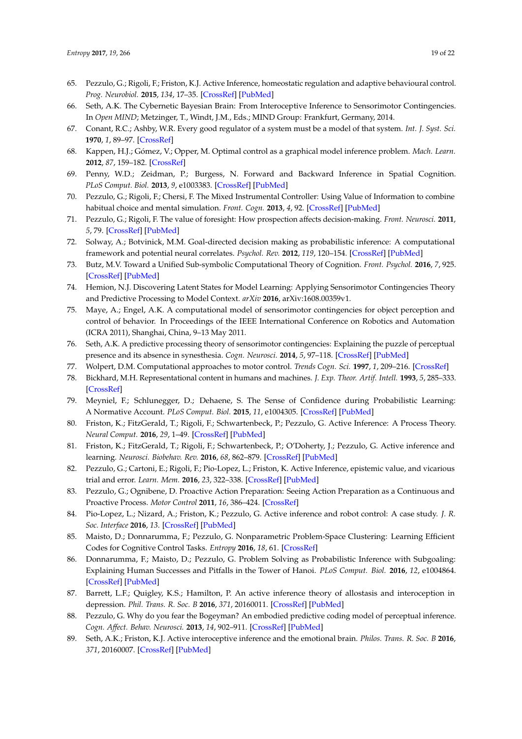65. Pezzulo, G.; Rigoli, F.; Friston, K.J. Active Inference, homeostatic regulation and adaptive behavioural control. *Prog. Neurobiol.* **2015**, *134*, 17–35. [CrossRef] [PubMed]
66. Seth, A.K. The Cybernetic Bayesian Brain: From Interoceptive Inference to Sensorimotor Contingencies. In *Open MIND*; Metzinger, T., Windt, J.M., Eds.; MIND Group: Frankfurt, Germany, 2014.
67. Conant, R.C.; Ashby, W.R. Every good regulator of a system must be a model of that system. *Int. J. Syst. Sci.* **1970**, *1*, 89–97. [CrossRef]
68. Kappen, H.J.; Gómez, V.; Opper, M. Optimal control as a graphical model inference problem. *Mach. Learn.* **2012**, *87*, 159–182. [CrossRef]
69. Penny, W.D.; Zeidman, P.; Burgess, N. Forward and Backward Inference in Spatial Cognition. *PLoS Comput. Biol.* **2013**, *9*, e1003383. [CrossRef] [PubMed]
70. Pezzulo, G.; Rigoli, F.; Chersi, F. The Mixed Instrumental Controller: Using Value of Information to combine habitual choice and mental simulation. *Front. Cogn.* **2013**, *4*, 92. [CrossRef] [PubMed]
71. Pezzulo, G.; Rigoli, F. The value of foresight: How prospection affects decision-making. *Front. Neurosci.* **2011**, *5*, 79. [CrossRef] [PubMed]
72. Solway, A.; Botvinick, M.M. Goal-directed decision making as probabilistic inference: A computational framework and potential neural correlates. *Psychol. Rev.* **2012**, *119*, 120–154. [CrossRef] [PubMed]
73. Butz, M.V. Toward a Unified Sub-symbolic Computational Theory of Cognition. *Front. Psychol.* **2016**, *7*, 925. [CrossRef] [PubMed]
74. Hemion, N.J. Discovering Latent States for Model Learning: Applying Sensorimotor Contingencies Theory and Predictive Processing to Model Context. *arXiv* **2016**, arXiv:1608.00359v1.
75. Maye, A.; Engel, A.K. A computational model of sensorimotor contingencies for object perception and control of behavior. In Proceedings of the IEEE International Conference on Robotics and Automation (ICRA 2011), Shanghai, China, 9–13 May 2011.
76. Seth, A.K. A predictive processing theory of sensorimotor contingencies: Explaining the puzzle of perceptual presence and its absence in synesthesia. *Cogn. Neurosci.* **2014**, *5*, 97–118. [CrossRef] [PubMed]
77. Wolpert, D.M. Computational approaches to motor control. *Trends Cogn. Sci.* **1997**, *1*, 209–216. [CrossRef]
78. Bickhard, M.H. Representational content in humans and machines. *J. Exp. Theor. Artif. Intell.* **1993**, *5*, 285–333. [CrossRef]
79. Meyniel, F.; Schlunegger, D.; Dehaene, S. The Sense of Confidence during Probabilistic Learning: A Normative Account. *PLoS Comput. Biol.* **2015**, *11*, e1004305. [CrossRef] [PubMed]
80. Friston, K.; FitzGerald, T.; Rigoli, F.; Schwartenbeck, P.; Pezzulo, G. Active Inference: A Process Theory. *Neural Comput.* **2016**, *29*, 1–49. [CrossRef] [PubMed]
81. Friston, K.; FitzGerald, T.; Rigoli, F.; Schwartenbeck, P.; O'Doherty, J.; Pezzulo, G. Active inference and learning. *Neurosci. Biobehav. Rev.* **2016**, *68*, 862–879. [CrossRef] [PubMed]
82. Pezzulo, G.; Cartoni, E.; Rigoli, F.; Pio-Lopez, L.; Friston, K. Active Inference, epistemic value, and vicarious trial and error. *Learn. Mem.* **2016**, *23*, 322–338. [CrossRef] [PubMed]
83. Pezzulo, G.; Ognibene, D. Proactive Action Preparation: Seeing Action Preparation as a Continuous and Proactive Process. *Motor Control* **2011**, *16*, 386–424. [CrossRef]
84. Pio-Lopez, L.; Nizard, A.; Friston, K.; Pezzulo, G. Active inference and robot control: A case study. *J. R. Soc. Interface* **2016**, *13*. [CrossRef] [PubMed]
85. Maisto, D.; Donnarumma, F.; Pezzulo, G. Nonparametric Problem-Space Clustering: Learning Efficient Codes for Cognitive Control Tasks. *Entropy* **2016**, *18*, 61. [CrossRef]
86. Donnarumma, F.; Maisto, D.; Pezzulo, G. Problem Solving as Probabilistic Inference with Subgoaling: Explaining Human Successes and Pitfalls in the Tower of Hanoi. *PLoS Comput. Biol.* **2016**, *12*, e1004864. [CrossRef] [PubMed]
87. Barrett, L.F.; Quigley, K.S.; Hamilton, P. An active inference theory of allostasis and interoception in depression. *Phil. Trans. R. Soc. B* **2016**, *371*, 20160011. [CrossRef] [PubMed]
88. Pezzulo, G. Why do you fear the Bogeyman? An embodied predictive coding model of perceptual inference. *Cogn. Affect. Behav. Neurosci.* **2013**, *14*, 902–911. [CrossRef] [PubMed]
89. Seth, A.K.; Friston, K.J. Active interoceptive inference and the emotional brain. *Philos. Trans. R. Soc. B* **2016**, *371*, 20160007. [CrossRef] [PubMed]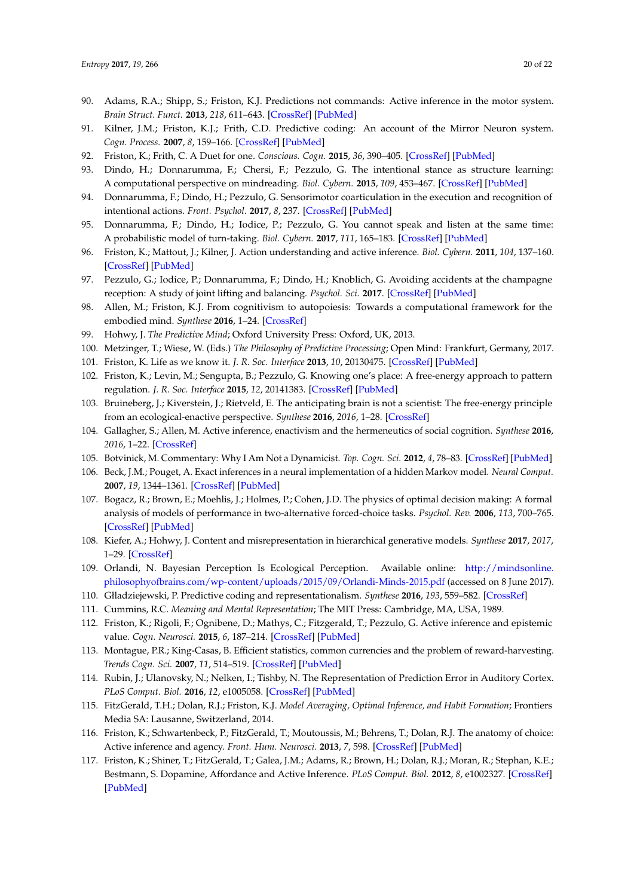90. Adams, R.A.; Shipp, S.; Friston, K.J. Predictions not commands: Active inference in the motor system. *Brain Struct. Funct.* **2013**, *218*, 611–643. [CrossRef] [PubMed]
91. Kilner, J.M.; Friston, K.J.; Frith, C.D. Predictive coding: An account of the Mirror Neuron system. *Cogn. Process.* **2007**, *8*, 159–166. [CrossRef] [PubMed]
92. Friston, K.; Frith, C. A Duet for one. *Conscious. Cogn.* **2015**, *36*, 390–405. [CrossRef] [PubMed]
93. Dindo, H.; Donnarumma, F.; Chersi, F.; Pezzulo, G. The intentional stance as structure learning: A computational perspective on mindreading. *Biol. Cybern.* **2015**, *109*, 453–467. [CrossRef] [PubMed]
94. Donnarumma, F.; Dindo, H.; Pezzulo, G. Sensorimotor coarticulation in the execution and recognition of intentional actions. *Front. Psychol.* **2017**, *8*, 237. [CrossRef] [PubMed]
95. Donnarumma, F.; Dindo, H.; Iodice, P.; Pezzulo, G. You cannot speak and listen at the same time: A probabilistic model of turn-taking. *Biol. Cybern.* **2017**, *111*, 165–183. [CrossRef] [PubMed]
96. Friston, K.; Mattout, J.; Kilner, J. Action understanding and active inference. *Biol. Cybern.* **2011**, *104*, 137–160. [CrossRef] [PubMed]
97. Pezzulo, G.; Iodice, P.; Donnarumma, F.; Dindo, H.; Knoblich, G. Avoiding accidents at the champagne reception: A study of joint lifting and balancing. *Psychol. Sci.* **2017**. [CrossRef] [PubMed]
98. Allen, M.; Friston, K.J. From cognitivism to autopoiesis: Towards a computational framework for the embodied mind. *Synthese* **2016**, 1–24. [CrossRef]
99. Hohwy, J. *The Predictive Mind*; Oxford University Press: Oxford, UK, 2013.
100. Metzinger, T.; Wiese, W. (Eds.) *The Philosophy of Predictive Processing*; Open Mind: Frankfurt, Germany, 2017.
101. Friston, K. Life as we know it. *J. R. Soc. Interface* **2013**, *10*, 20130475. [CrossRef] [PubMed]
102. Friston, K.; Levin, M.; Sengupta, B.; Pezzulo, G. Knowing one's place: A free-energy approach to pattern regulation. *J. R. Soc. Interface* **2015**, *12*, 20141383. [CrossRef] [PubMed]
103. Bruineberg, J.; Kiverstein, J.; Rietveld, E. The anticipating brain is not a scientist: The free-energy principle from an ecological-enactive perspective. *Synthese* **2016**, *2016*, 1–28. [CrossRef]
104. Gallagher, S.; Allen, M. Active inference, enactivism and the hermeneutics of social cognition. *Synthese* **2016**, *2016*, 1–22. [CrossRef]
105. Botvinick, M. Commentary: Why I Am Not a Dynamicist. *Top. Cogn. Sci.* **2012**, *4*, 78–83. [CrossRef] [PubMed]
106. Beck, J.M.; Pouget, A. Exact inferences in a neural implementation of a hidden Markov model. *Neural Comput.* **2007**, *19*, 1344–1361. [CrossRef] [PubMed]
107. Bogacz, R.; Brown, E.; Moehlis, J.; Holmes, P.; Cohen, J.D. The physics of optimal decision making: A formal analysis of models of performance in two-alternative forced-choice tasks. *Psychol. Rev.* **2006**, *113*, 700–765. [CrossRef] [PubMed]
108. Kiefer, A.; Hohwy, J. Content and misrepresentation in hierarchical generative models. *Synthese* **2017**, *2017*, 1–29. [CrossRef]
109. Orlandi, N. Bayesian Perception Is Ecological Perception. Available online: http://mindsonline.philosophyofbrains.com/wp-content/uploads/2015/09/Orlandi-Minds-2015.pdf (accessed on 8 June 2017).
110. Głądziejewski, P. Predictive coding and representationalism. *Synthese* **2016**, *193*, 559–582. [CrossRef]
111. Cummins, R.C. *Meaning and Mental Representation*; The MIT Press: Cambridge, MA, USA, 1989.
112. Friston, K.; Rigoli, F.; Ognibene, D.; Mathys, C.; Fitzgerald, T.; Pezzulo, G. Active inference and epistemic value. *Cogn. Neurosci.* **2015**, *6*, 187–214. [CrossRef] [PubMed]
113. Montague, P.R.; King-Casas, B. Efficient statistics, common currencies and the problem of reward-harvesting. *Trends Cogn. Sci.* **2007**, *11*, 514–519. [CrossRef] [PubMed]
114. Rubin, J.; Ulanovsky, N.; Nelken, I.; Tishby, N. The Representation of Prediction Error in Auditory Cortex. *PLoS Comput. Biol.* **2016**, *12*, e1005058. [CrossRef] [PubMed]
115. FitzGerald, T.H.; Dolan, R.J.; Friston, K.J. *Model Averaging, Optimal Inference, and Habit Formation*; Frontiers Media SA: Lausanne, Switzerland, 2014.
116. Friston, K.; Schwartenbeck, P.; FitzGerald, T.; Moutoussis, M.; Behrens, T.; Dolan, R.J. The anatomy of choice: Active inference and agency. *Front. Hum. Neurosci.* **2013**, *7*, 598. [CrossRef] [PubMed]
117. Friston, K.; Shiner, T.; FitzGerald, T.; Galea, J.M.; Adams, R.; Brown, H.; Dolan, R.J.; Moran, R.; Stephan, K.E.; Bestmann, S. Dopamine, Affordance and Active Inference. *PLoS Comput. Biol.* **2012**, *8*, e1002327. [CrossRef] [PubMed]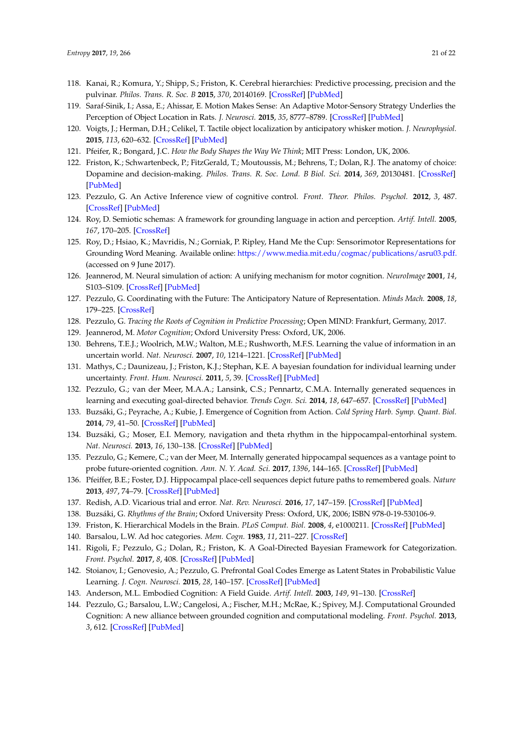118. Kanai, R.; Komura, Y.; Shipp, S.; Friston, K. Cerebral hierarchies: Predictive processing, precision and the pulvinar. *Philos. Trans. R. Soc. B* **2015**, *370*, 20140169. [CrossRef] [PubMed]
119. Saraf-Sinik, I.; Assa, E.; Ahissar, E. Motion Makes Sense: An Adaptive Motor-Sensory Strategy Underlies the Perception of Object Location in Rats. *J. Neurosci.* **2015**, *35*, 8777–8789. [CrossRef] [PubMed]
120. Voigts, J.; Herman, D.H.; Celikel, T. Tactile object localization by anticipatory whisker motion. *J. Neurophysiol.* **2015**, *113*, 620–632. [CrossRef] [PubMed]
121. Pfeifer, R.; Bongard, J.C. *How the Body Shapes the Way We Think*; MIT Press: London, UK, 2006.
122. Friston, K.; Schwartenbeck, P.; FitzGerald, T.; Moutoussis, M.; Behrens, T.; Dolan, R.J. The anatomy of choice: Dopamine and decision-making. *Philos. Trans. R. Soc. Lond. B Biol. Sci.* **2014**, *369*, 20130481. [CrossRef] [PubMed]
123. Pezzulo, G. An Active Inference view of cognitive control. *Front. Theor. Philos. Psychol.* **2012**, *3*, 487. [CrossRef] [PubMed]
124. Roy, D. Semiotic schemas: A framework for grounding language in action and perception. *Artif. Intell.* **2005**, *167*, 170–205. [CrossRef]
125. Roy, D.; Hsiao, K.; Mavridis, N.; Gorniak, P. Ripley, Hand Me the Cup: Sensorimotor Representations for Grounding Word Meaning. Available online: https://www.media.mit.edu/cogmac/publications/asru03.pdf. (accessed on 9 June 2017).
126. Jeannerod, M. Neural simulation of action: A unifying mechanism for motor cognition. *NeuroImage* **2001**, *14*, S103–S109. [CrossRef] [PubMed]
127. Pezzulo, G. Coordinating with the Future: The Anticipatory Nature of Representation. *Minds Mach.* **2008**, *18*, 179–225. [CrossRef]
128. Pezzulo, G. *Tracing the Roots of Cognition in Predictive Processing*; Open MIND: Frankfurt, Germany, 2017.
129. Jeannerod, M. *Motor Cognition*; Oxford University Press: Oxford, UK, 2006.
130. Behrens, T.E.J.; Woolrich, M.W.; Walton, M.E.; Rushworth, M.F.S. Learning the value of information in an uncertain world. *Nat. Neurosci.* **2007**, *10*, 1214–1221. [CrossRef] [PubMed]
131. Mathys, C.; Daunizeau, J.; Friston, K.J.; Stephan, K.E. A bayesian foundation for individual learning under uncertainty. *Front. Hum. Neurosci.* **2011**, *5*, 39. [CrossRef] [PubMed]
132. Pezzulo, G.; van der Meer, M.A.A.; Lansink, C.S.; Pennartz, C.M.A. Internally generated sequences in learning and executing goal-directed behavior. *Trends Cogn. Sci.* **2014**, *18*, 647–657. [CrossRef] [PubMed]
133. Buzsáki, G.; Peyrache, A.; Kubie, J. Emergence of Cognition from Action. *Cold Spring Harb. Symp. Quant. Biol.* **2014**, *79*, 41–50. [CrossRef] [PubMed]
134. Buzsáki, G.; Moser, E.I. Memory, navigation and theta rhythm in the hippocampal-entorhinal system. *Nat. Neurosci.* **2013**, *16*, 130–138. [CrossRef] [PubMed]
135. Pezzulo, G.; Kemere, C.; van der Meer, M. Internally generated hippocampal sequences as a vantage point to probe future-oriented cognition. *Ann. N. Y. Acad. Sci.* **2017**, *1396*, 144–165. [CrossRef] [PubMed]
136. Pfeiffer, B.E.; Foster, D.J. Hippocampal place-cell sequences depict future paths to remembered goals. *Nature* **2013**, *497*, 74–79. [CrossRef] [PubMed]
137. Redish, A.D. Vicarious trial and error. *Nat. Rev. Neurosci.* **2016**, *17*, 147–159. [CrossRef] [PubMed]
138. Buzsáki, G. *Rhythms of the Brain*; Oxford University Press: Oxford, UK, 2006; ISBN 978-0-19-530106-9.
139. Friston, K. Hierarchical Models in the Brain. *PLoS Comput. Biol.* **2008**, *4*, e1000211. [CrossRef] [PubMed]
140. Barsalou, L.W. Ad hoc categories. *Mem. Cogn.* **1983**, *11*, 211–227. [CrossRef]
141. Rigoli, F.; Pezzulo, G.; Dolan, R.; Friston, K. A Goal-Directed Bayesian Framework for Categorization. *Front. Psychol.* **2017**, *8*, 408. [CrossRef] [PubMed]
142. Stoianov, I.; Genovesio, A.; Pezzulo, G. Prefrontal Goal Codes Emerge as Latent States in Probabilistic Value Learning. *J. Cogn. Neurosci.* **2015**, *28*, 140–157. [CrossRef] [PubMed]
143. Anderson, M.L. Embodied Cognition: A Field Guide. *Artif. Intell.* **2003**, *149*, 91–130. [CrossRef]
144. Pezzulo, G.; Barsalou, L.W.; Cangelosi, A.; Fischer, M.H.; McRae, K.; Spivey, M.J. Computational Grounded Cognition: A new alliance between grounded cognition and computational modeling. *Front. Psychol.* **2013**, *3*, 612. [CrossRef] [PubMed]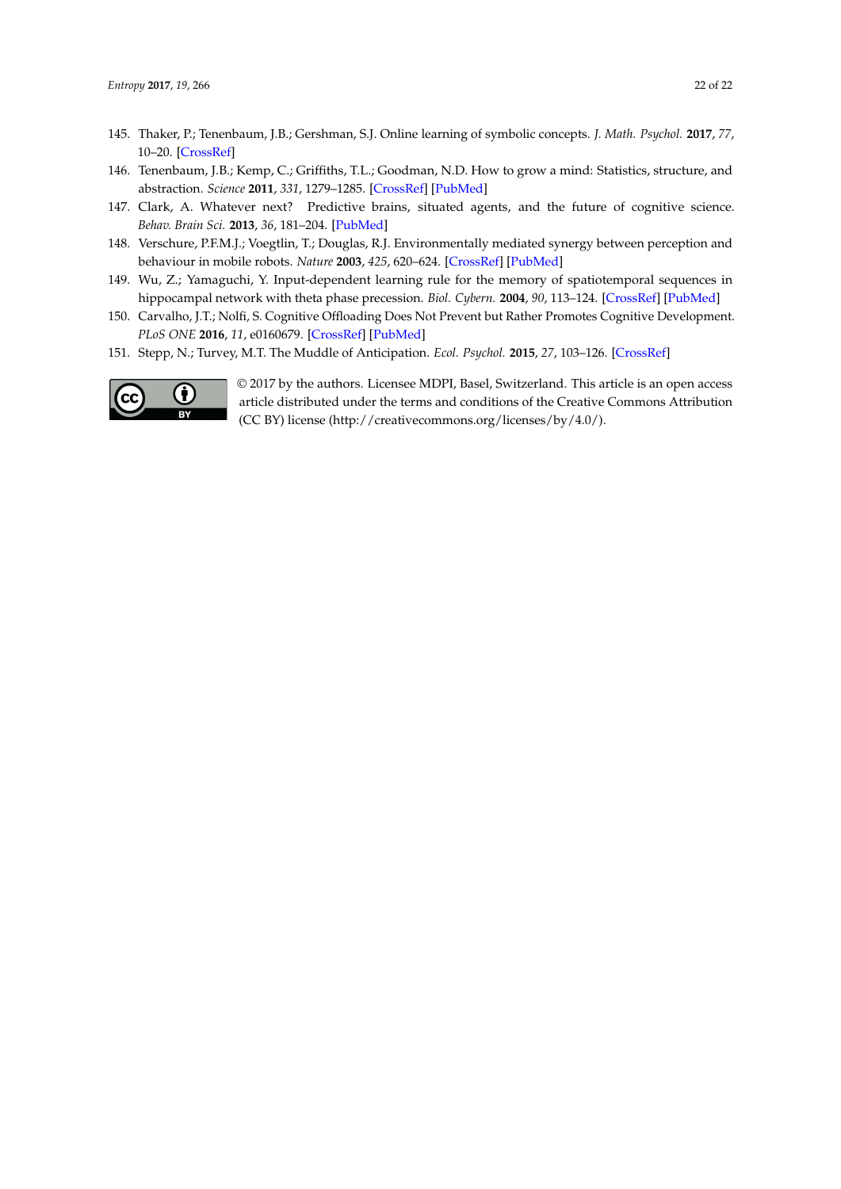145. Thaker, P.; Tenenbaum, J.B.; Gershman, S.J. Online learning of symbolic concepts. *J. Math. Psychol.* **2017**, *77*, 10–20. [CrossRef]
146. Tenenbaum, J.B.; Kemp, C.; Griffiths, T.L.; Goodman, N.D. How to grow a mind: Statistics, structure, and abstraction. *Science* **2011**, *331*, 1279–1285. [CrossRef] [PubMed]
147. Clark, A. Whatever next? Predictive brains, situated agents, and the future of cognitive science. *Behav. Brain Sci.* **2013**, *36*, 181–204. [PubMed]
148. Verschure, P.F.M.J.; Voegtlin, T.; Douglas, R.J. Environmentally mediated synergy between perception and behaviour in mobile robots. *Nature* **2003**, *425*, 620–624. [CrossRef] [PubMed]
149. Wu, Z.; Yamaguchi, Y. Input-dependent learning rule for the memory of spatiotemporal sequences in hippocampal network with theta phase precession. *Biol. Cybern.* **2004**, *90*, 113–124. [CrossRef] [PubMed]
150. Carvalho, J.T.; Nolfi, S. Cognitive Offloading Does Not Prevent but Rather Promotes Cognitive Development. *PLoS ONE* **2016**, *11*, e0160679. [CrossRef] [PubMed]
151. Stepp, N.; Turvey, M.T. The Muddle of Anticipation. *Ecol. Psychol.* **2015**, *27*, 103–126. [CrossRef]

© 2017 by the authors. Licensee MDPI, Basel, Switzerland. This article is an open access article distributed under the terms and conditions of the Creative Commons Attribution (CC BY) license (http://creativecommons.org/licenses/by/4.0/).